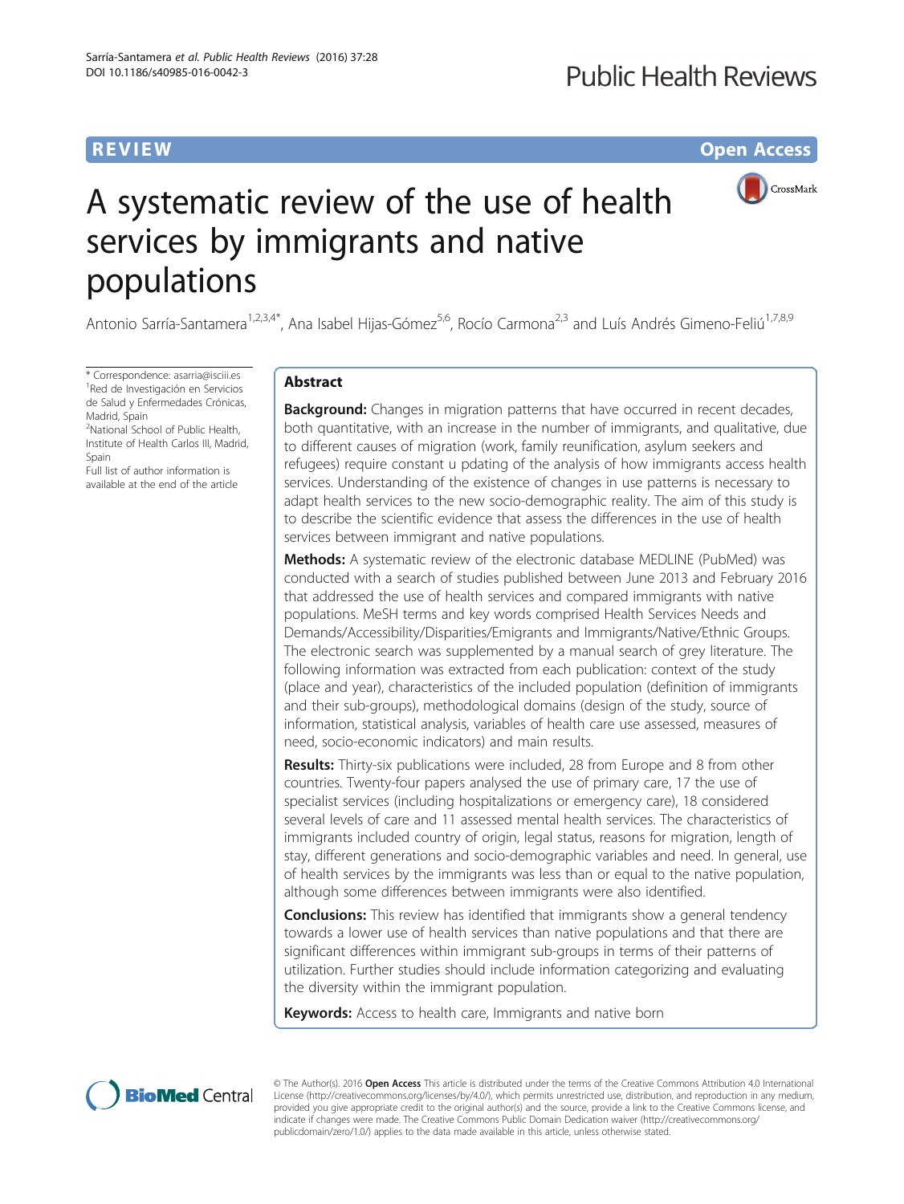REVIEW

Open Access

# A systematic review of the use of health services by immigrants and native populations

Antonio Sarría-Santamera[1,2,3,4*], Ana Isabel Hijas-Gómez[5,6], Rocío Carmona[2,3] and Luís Andrés Gimeno-Feliú[1,7,8,9]

\* Correspondence: asarria@isciii.es
[1]Red de Investigación en Servicios de Salud y Enfermedades Crónicas, Madrid, Spain
[2]National School of Public Health, Institute of Health Carlos III, Madrid, Spain
Full list of author information is available at the end of the article

## Abstract

**Background:** Changes in migration patterns that have occurred in recent decades, both quantitative, with an increase in the number of immigrants, and qualitative, due to different causes of migration (work, family reunification, asylum seekers and refugees) require constant u pdating of the analysis of how immigrants access health services. Understanding of the existence of changes in use patterns is necessary to adapt health services to the new socio-demographic reality. The aim of this study is to describe the scientific evidence that assess the differences in the use of health services between immigrant and native populations.

**Methods:** A systematic review of the electronic database MEDLINE (PubMed) was conducted with a search of studies published between June 2013 and February 2016 that addressed the use of health services and compared immigrants with native populations. MeSH terms and key words comprised Health Services Needs and Demands/Accessibility/Disparities/Emigrants and Immigrants/Native/Ethnic Groups. The electronic search was supplemented by a manual search of grey literature. The following information was extracted from each publication: context of the study (place and year), characteristics of the included population (definition of immigrants and their sub-groups), methodological domains (design of the study, source of information, statistical analysis, variables of health care use assessed, measures of need, socio-economic indicators) and main results.

**Results:** Thirty-six publications were included, 28 from Europe and 8 from other countries. Twenty-four papers analysed the use of primary care, 17 the use of specialist services (including hospitalizations or emergency care), 18 considered several levels of care and 11 assessed mental health services. The characteristics of immigrants included country of origin, legal status, reasons for migration, length of stay, different generations and socio-demographic variables and need. In general, use of health services by the immigrants was less than or equal to the native population, although some differences between immigrants were also identified.

**Conclusions:** This review has identified that immigrants show a general tendency towards a lower use of health services than native populations and that there are significant differences within immigrant sub-groups in terms of their patterns of utilization. Further studies should include information categorizing and evaluating the diversity within the immigrant population.

**Keywords:** Access to health care, Immigrants and native born

© The Author(s). 2016 **Open Access** This article is distributed under the terms of the Creative Commons Attribution 4.0 International License (http://creativecommons.org/licenses/by/4.0/), which permits unrestricted use, distribution, and reproduction in any medium, provided you give appropriate credit to the original author(s) and the source, provide a link to the Creative Commons license, and indicate if changes were made. The Creative Commons Public Domain Dedication waiver (http://creativecommons.org/publicdomain/zero/1.0/) applies to the data made available in this article, unless otherwise stated.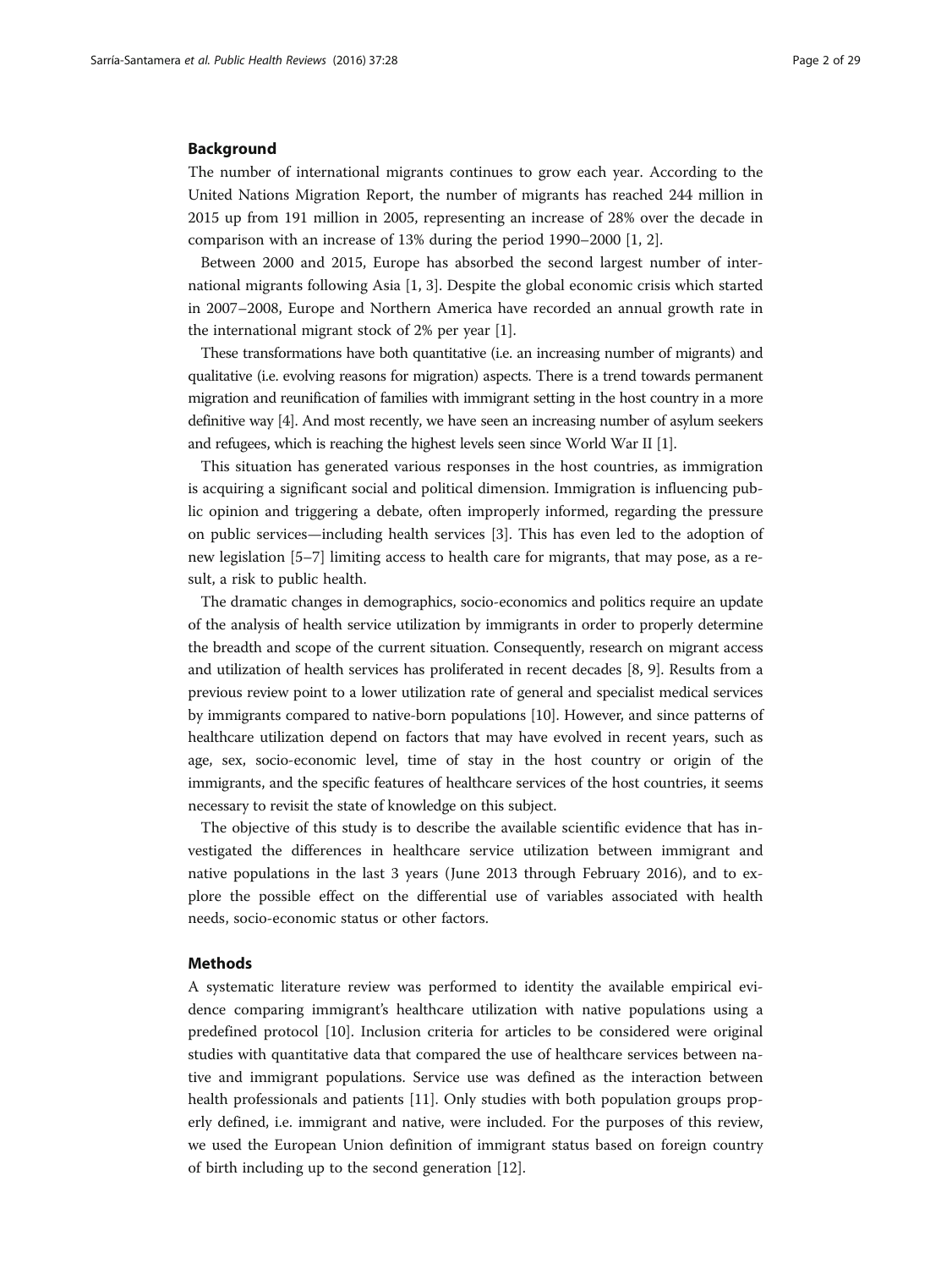## Background

The number of international migrants continues to grow each year. According to the United Nations Migration Report, the number of migrants has reached 244 million in 2015 up from 191 million in 2005, representing an increase of 28% over the decade in comparison with an increase of 13% during the period 1990–2000 [1, 2].

Between 2000 and 2015, Europe has absorbed the second largest number of international migrants following Asia [1, 3]. Despite the global economic crisis which started in 2007–2008, Europe and Northern America have recorded an annual growth rate in the international migrant stock of 2% per year [1].

These transformations have both quantitative (i.e. an increasing number of migrants) and qualitative (i.e. evolving reasons for migration) aspects. There is a trend towards permanent migration and reunification of families with immigrant setting in the host country in a more definitive way [4]. And most recently, we have seen an increasing number of asylum seekers and refugees, which is reaching the highest levels seen since World War II [1].

This situation has generated various responses in the host countries, as immigration is acquiring a significant social and political dimension. Immigration is influencing public opinion and triggering a debate, often improperly informed, regarding the pressure on public services—including health services [3]. This has even led to the adoption of new legislation [5–7] limiting access to health care for migrants, that may pose, as a result, a risk to public health.

The dramatic changes in demographics, socio-economics and politics require an update of the analysis of health service utilization by immigrants in order to properly determine the breadth and scope of the current situation. Consequently, research on migrant access and utilization of health services has proliferated in recent decades [8, 9]. Results from a previous review point to a lower utilization rate of general and specialist medical services by immigrants compared to native-born populations [10]. However, and since patterns of healthcare utilization depend on factors that may have evolved in recent years, such as age, sex, socio-economic level, time of stay in the host country or origin of the immigrants, and the specific features of healthcare services of the host countries, it seems necessary to revisit the state of knowledge on this subject.

The objective of this study is to describe the available scientific evidence that has investigated the differences in healthcare service utilization between immigrant and native populations in the last 3 years (June 2013 through February 2016), and to explore the possible effect on the differential use of variables associated with health needs, socio-economic status or other factors.

## Methods

A systematic literature review was performed to identity the available empirical evidence comparing immigrant's healthcare utilization with native populations using a predefined protocol [10]. Inclusion criteria for articles to be considered were original studies with quantitative data that compared the use of healthcare services between native and immigrant populations. Service use was defined as the interaction between health professionals and patients [11]. Only studies with both population groups properly defined, i.e. immigrant and native, were included. For the purposes of this review, we used the European Union definition of immigrant status based on foreign country of birth including up to the second generation [12].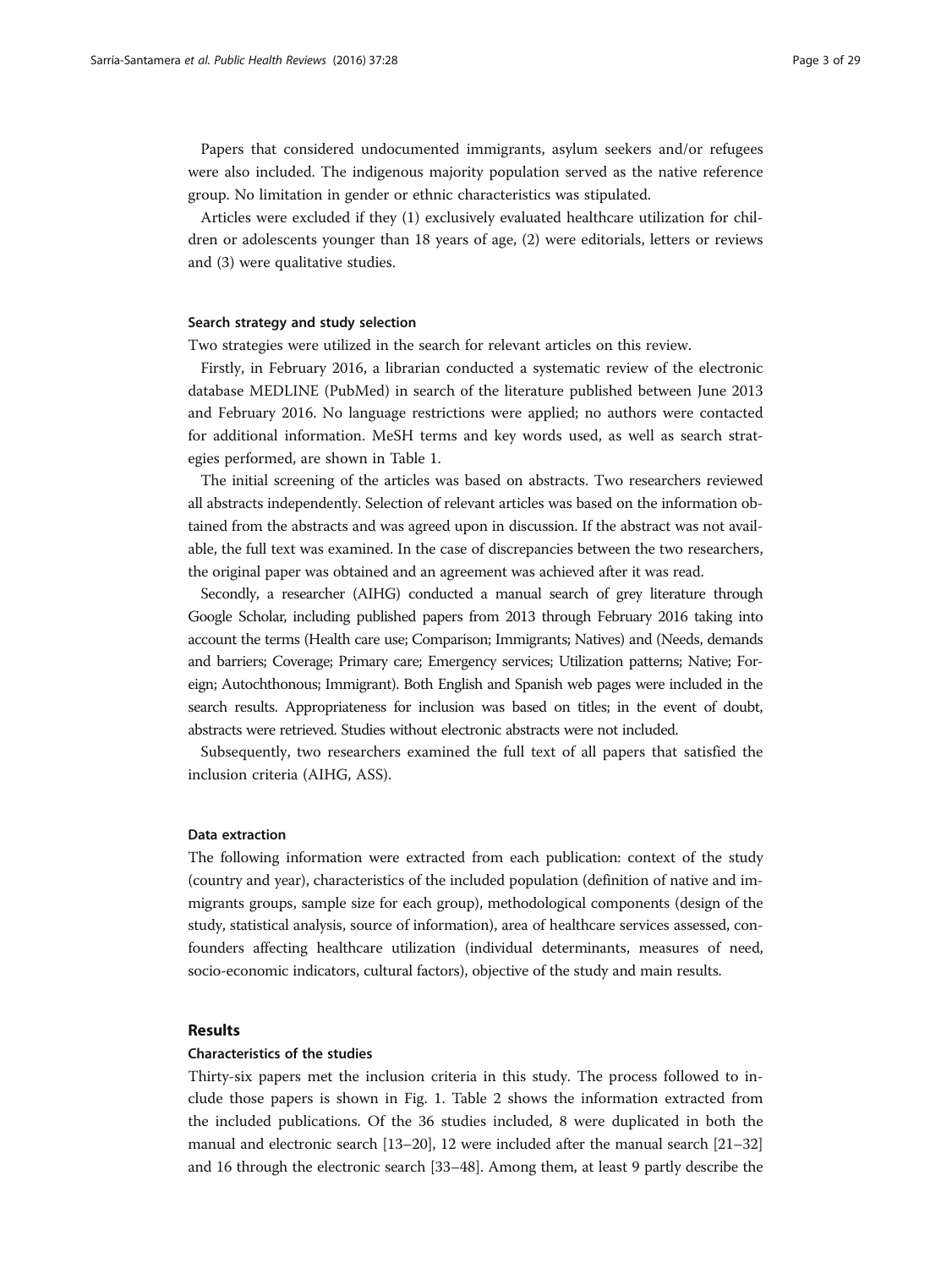Papers that considered undocumented immigrants, asylum seekers and/or refugees were also included. The indigenous majority population served as the native reference group. No limitation in gender or ethnic characteristics was stipulated.

Articles were excluded if they (1) exclusively evaluated healthcare utilization for children or adolescents younger than 18 years of age, (2) were editorials, letters or reviews and (3) were qualitative studies.

### Search strategy and study selection

Two strategies were utilized in the search for relevant articles on this review.

Firstly, in February 2016, a librarian conducted a systematic review of the electronic database MEDLINE (PubMed) in search of the literature published between June 2013 and February 2016. No language restrictions were applied; no authors were contacted for additional information. MeSH terms and key words used, as well as search strategies performed, are shown in Table 1.

The initial screening of the articles was based on abstracts. Two researchers reviewed all abstracts independently. Selection of relevant articles was based on the information obtained from the abstracts and was agreed upon in discussion. If the abstract was not available, the full text was examined. In the case of discrepancies between the two researchers, the original paper was obtained and an agreement was achieved after it was read.

Secondly, a researcher (AIHG) conducted a manual search of grey literature through Google Scholar, including published papers from 2013 through February 2016 taking into account the terms (Health care use; Comparison; Immigrants; Natives) and (Needs, demands and barriers; Coverage; Primary care; Emergency services; Utilization patterns; Native; Foreign; Autochthonous; Immigrant). Both English and Spanish web pages were included in the search results. Appropriateness for inclusion was based on titles; in the event of doubt, abstracts were retrieved. Studies without electronic abstracts were not included.

Subsequently, two researchers examined the full text of all papers that satisfied the inclusion criteria (AIHG, ASS).

### Data extraction

The following information were extracted from each publication: context of the study (country and year), characteristics of the included population (definition of native and immigrants groups, sample size for each group), methodological components (design of the study, statistical analysis, source of information), area of healthcare services assessed, confounders affecting healthcare utilization (individual determinants, measures of need, socio-economic indicators, cultural factors), objective of the study and main results.

## Results

### Characteristics of the studies

Thirty-six papers met the inclusion criteria in this study. The process followed to include those papers is shown in Fig. 1. Table 2 shows the information extracted from the included publications. Of the 36 studies included, 8 were duplicated in both the manual and electronic search [13–20], 12 were included after the manual search [21–32] and 16 through the electronic search [33–48]. Among them, at least 9 partly describe the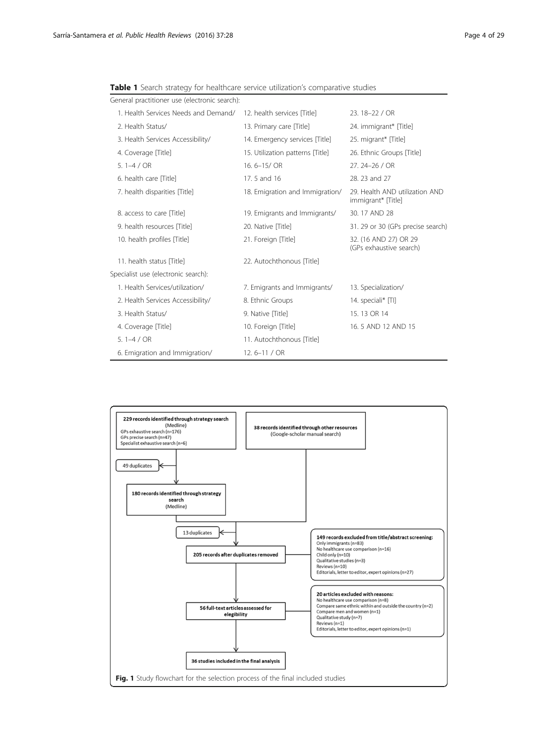**Table 1** Search strategy for healthcare service utilization's comparative studies

| General practitioner use (electronic search): | | |
|---|---|---|
| 1. Health Services Needs and Demand/ | 12. health services [Title] | 23. 18–22 / OR |
| 2. Health Status/ | 13. Primary care [Title] | 24. immigrant* [Title] |
| 3. Health Services Accessibility/ | 14. Emergency services [Title] | 25. migrant* [Title] |
| 4. Coverage [Title] | 15. Utilization patterns [Title] | 26. Ethnic Groups [Title] |
| 5. 1–4 / OR | 16. 6–15/ OR | 27. 24–26 / OR |
| 6. health care [Title] | 17. 5 and 16 | 28. 23 and 27 |
| 7. health disparities [Title] | 18. Emigration and Immigration/ | 29. Health AND utilization AND immigrant* [Title] |
| 8. access to care [Title] | 19. Emigrants and Immigrants/ | 30. 17 AND 28 |
| 9. health resources [Title] | 20. Native [Title] | 31. 29 or 30 (GPs precise search) |
| 10. health profiles [Title] | 21. Foreign [Title] | 32. (16 AND 27) OR 29 (GPs exhaustive search) |
| 11. health status [Title] | 22. Autochthonous [Title] | |
| **Specialist use (electronic search):** | | |
| 1. Health Services/utilization/ | 7. Emigrants and Immigrants/ | 13. Specialization/ |
| 2. Health Services Accessibility/ | 8. Ethnic Groups | 14. speciali* [TI] |
| 3. Health Status/ | 9. Native [Title] | 15. 13 OR 14 |
| 4. Coverage [Title] | 10. Foreign [Title] | 16. 5 AND 12 AND 15 |
| 5. 1–4 / OR | 11. Autochthonous [Title] | |
| 6. Emigration and Immigration/ | 12. 6–11 / OR | |

**229 records identified through strategy search** (Medline)
GPs exhaustive search (n=176)
GPs precise search (n=47)
Specialist exhaustive search (n=6)

**38 records identified through other resources** (Google-scholar manual search)

49 duplicates

**180 records identified through strategy search** (Medline)

13 duplicates

**205 records after duplicates removed**

**149 records excluded from title/abstract screening:**
Only immigrants (n=83)
No healthcare use comparison (n=16)
Child only (n=10)
Qualitative studies (n=3)
Reviews (n=10)
Editorials, letter to editor, expert opinions (n=27)

**56 full-text articles assessed for elegibility**

**20 articles excluded with reasons:**
No healthcare use comparison (n=8)
Compare same ethnic within and outside the country (n=2)
Compare men and women (n=1)
Qualitative study (n=7)
Reviews (n=1)
Editorials, letter to editor, expert opinions (n=1)

**36 studies included in the final analysis**

**Fig. 1** Study flowchart for the selection process of the final included studies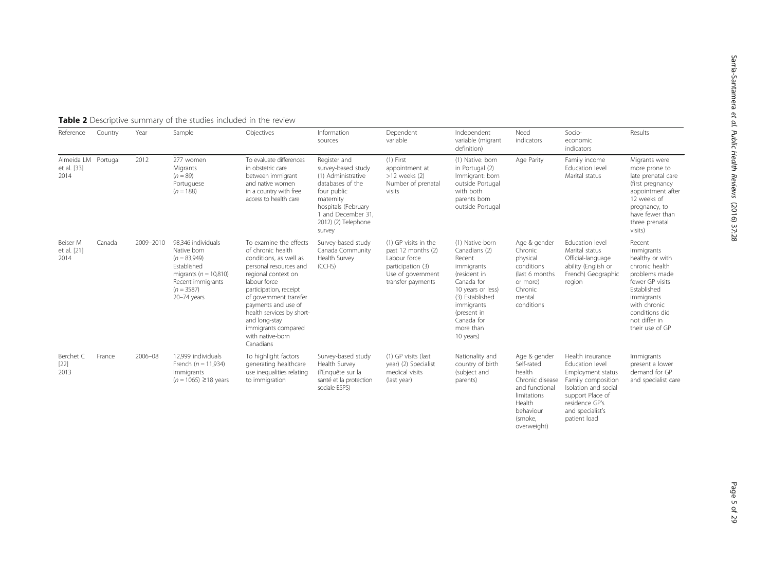**Table 2** Descriptive summary of the studies included in the review

| Reference | Country | Year | Sample | Objectives | Information sources | Dependent variable | Independent variable (migrant definition) | Need indicators | Socio-economic indicators | Results |
|---|---|---|---|---|---|---|---|---|---|---|
| Almeida LM et al. [33] 2014 | Portugal | 2012 | 277 women Migrants ($n = 89$) Portuguese ($n = 188$) | To evaluate differences in obstetric care between immigrant and native women in a country with free access to health care | Register and survey-based study (1) Administrative databases of the four public maternity hospitals (February 1 and December 31, 2012) (2) Telephone survey | (1) First appointment at >12 weeks (2) Number of prenatal visits | (1) Native: born in Portugal (2) Immigrant: born outside Portugal with both parents born outside Portugal | Age Parity | Family income Education level Marital status | Migrants were more prone to late prenatal care (first pregnancy appointment after 12 weeks of pregnancy, to have fewer than three prenatal visits) |
| Beiser M et al. [21] 2014 | Canada | 2009–2010 | 98,346 individuals Native born ($n = 83,949$) Established migrants ($n = 10,810$) Recent immigrants ($n = 3587$) 20–74 years | To examine the effects of chronic health conditions, as well as personal resources and regional context on labour force participation, receipt of government transfer payments and use of health services by short- and long-stay immigrants compared with native-born Canadians | Survey-based study Canada Community Health Survey (CCHS) | (1) GP visits in the past 12 months (2) Labour force participation (3) Use of government transfer payments | (1) Native-born Canadians (2) Recent immigrants (resident in Canada for 10 years or less) (3) Established immigrants (present in Canada for more than 10 years) | Age & gender Chronic physical conditions (last 6 months or more) Chronic mental conditions | Education level Marital status Official-language ability (English or French) Geographic region | Recent immigrants healthy or with chronic health problems made fewer GP visits Established immigrants with chronic conditions did not differ in their use of GP |
| Berchet C [22] 2013 | France | 2006–08 | 12,999 individuals French ($n = 11,934$) Immigrants ($n = 1065$) ≥18 years | To highlight factors generating healthcare use inequalities relating to immigration | Survey-based study Health Survey (l'Enquête sur la santé et la protection sociale-ESPS) | (1) GP visits (last year) (2) Specialist medical visits (last year) | Nationality and country of birth (subject and parents) | Age & gender Self-rated health Chronic disease and functional limitations Health behaviour (smoke, overweight) | Health insurance Education level Employment status Family composition Isolation and social support Place of residence GP's and specialist's patient load | Immigrants present a lower demand for GP and specialist care |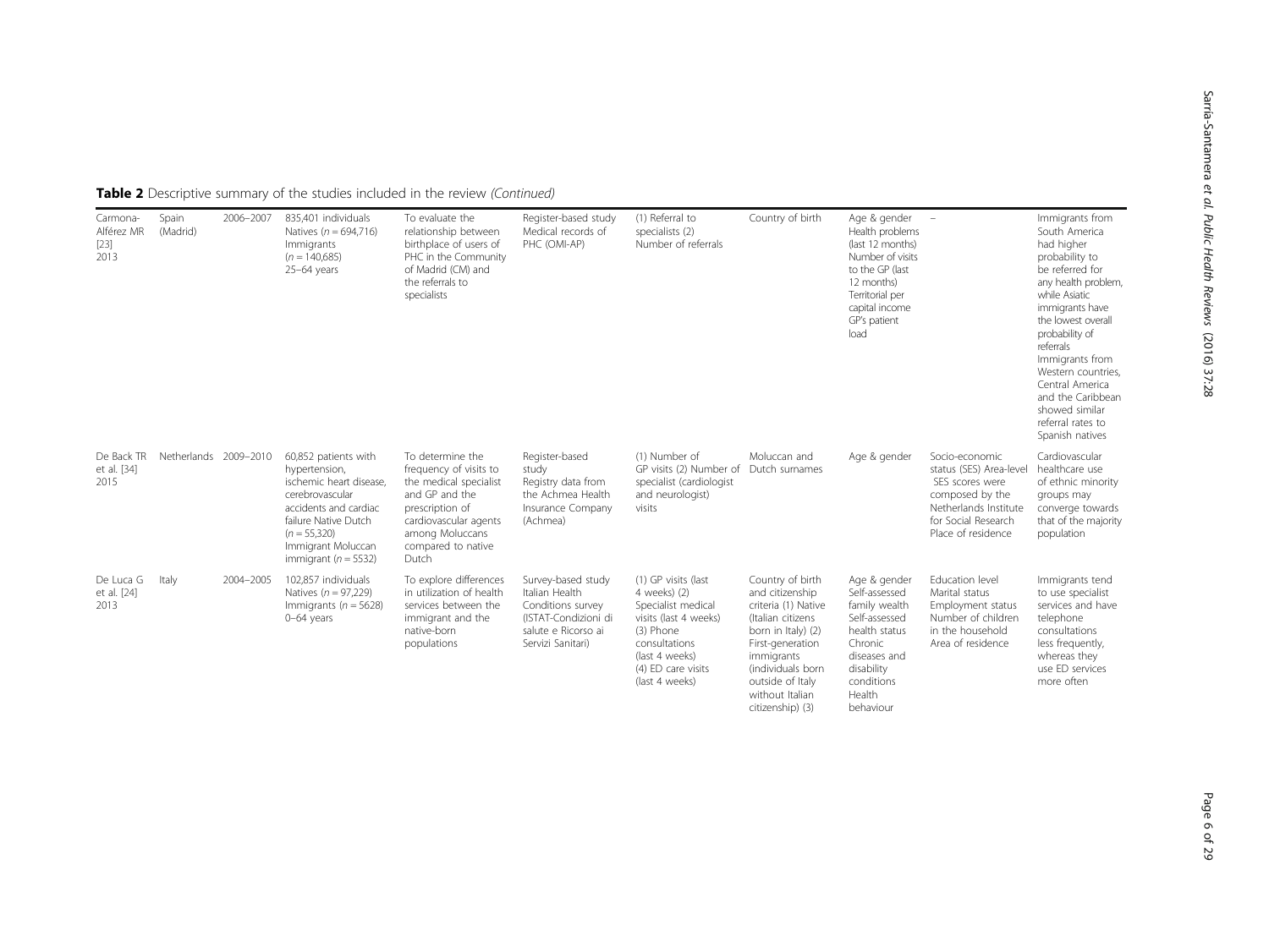**Table 2** Descriptive summary of the studies included in the review *(Continued)*

| | | | | | | | | | | |
|---|---|---|---|---|---|---|---|---|---|---|
| Carmona-Alférez MR [23] 2013 | Spain (Madrid) | 2006–2007 | 835,401 individuals Natives (*n* = 694,716) Immigrants (*n* = 140,685) 25–64 years | To evaluate the relationship between birthplace of users of PHC in the Community of Madrid (CM) and the referrals to specialists | Register-based study Medical records of PHC (OMI-AP) | (1) Referral to specialists (2) Number of referrals | Country of birth | Age & gender Health problems (last 12 months) Number of visits to the GP (last 12 months) Territorial per capital income GP's patient load | – | Immigrants from South America had higher probability to be referred for any health problem, while Asiatic immigrants have the lowest overall probability of referrals Immigrants from Western countries, Central America and the Caribbean showed similar referral rates to Spanish natives |
| De Back TR et al. [34] 2015 | Netherlands | 2009–2010 | 60,852 patients with hypertension, ischemic heart disease, cerebrovascular accidents and cardiac failure Native Dutch (*n* = 55,320) Immigrant Moluccan immigrant (*n* = 5532) | To determine the frequency of visits to the medical specialist and GP and the prescription of cardiovascular agents among Moluccans compared to native Dutch | Register-based study Registry data from the Achmea Health Insurance Company (Achmea) | (1) Number of GP visits (2) Number of specialist (cardiologist and neurologist) visits | Moluccan and Dutch surnames | Age & gender | Socio-economic status (SES) Area-level SES scores were composed by the Netherlands Institute for Social Research Place of residence | Cardiovascular healthcare use of ethnic minority groups may converge towards that of the majority population |
| De Luca G et al. [24] 2013 | Italy | 2004–2005 | 102,857 individuals Natives (*n* = 97,229) Immigrants (*n* = 5628) 0–64 years | To explore differences in utilization of health services between the immigrant and the native-born populations | Survey-based study Italian Health Conditions survey (ISTAT-Condizioni di salute e Ricorso ai Servizi Sanitari) | (1) GP visits (last 4 weeks) (2) Specialist medical visits (last 4 weeks) (3) Phone consultations (last 4 weeks) (4) ED care visits (last 4 weeks) | Country of birth and citizenship criteria (1) Native (Italian citizens born in Italy) (2) First-generation immigrants (individuals born outside of Italy without Italian citizenship) (3) | Age & gender Self-assessed family wealth Self-assessed health status Chronic diseases and disability conditions Health behaviour | Education level Marital status Employment status Number of children in the household Area of residence | Immigrants tend to use specialist services and have telephone consultations less frequently, whereas they use ED services more often |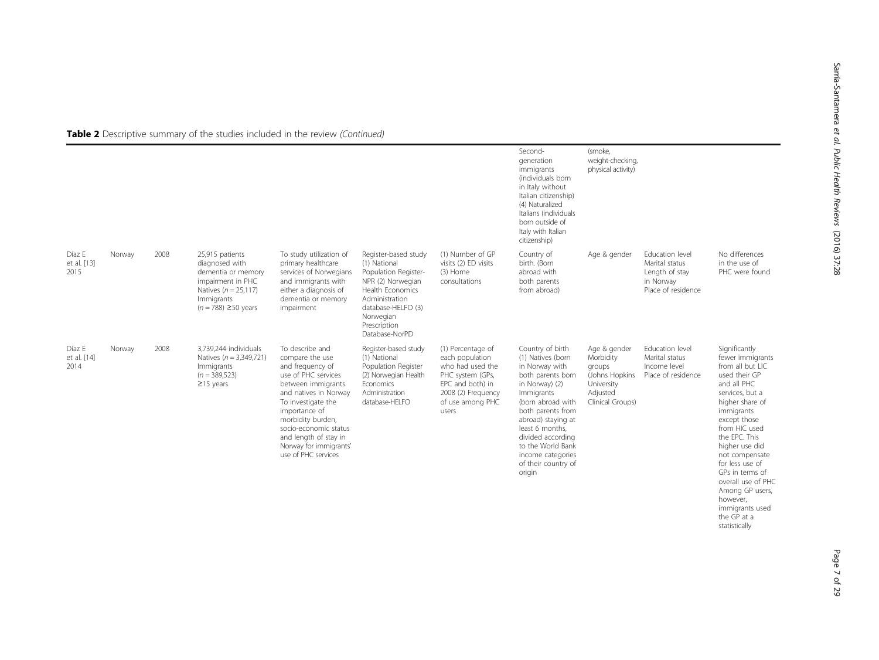**Table 2** Descriptive summary of the studies included in the review *(Continued)*

| | | | | | | | | | | |
|---|---|---|---|---|---|---|---|---|---|---|
| | | | | | | | Second-generation immigrants (individuals born in Italy without Italian citizenship) (4) Naturalized Italians (individuals born outside of Italy with Italian citizenship) | (smoke, weight-checking, physical activity) | | |
| Díaz E et al. [13] 2015 | Norway | 2008 | 25,915 patients diagnosed with dementia or memory impairment in PHC Natives (n = 25,117) Immigrants (n = 788) ≥50 years | To study utilization of primary healthcare services of Norwegians and immigrants with either a diagnosis of dementia or memory impairment | Register-based study (1) National Population Register-NPR (2) Norwegian Health Economics Administration database-HELFO (3) Norwegian Prescription Database-NorPD | (1) Number of GP visits (2) ED visits (3) Home consultations | Country of birth. (Born abroad with both parents from abroad) | Age & gender | Education level Marital status Length of stay in Norway Place of residence | No differences in the use of PHC were found |
| Díaz E et al. [14] 2014 | Norway | 2008 | 3,739,244 individuals Natives (n = 3,349,721) Immigrants (n = 389,523) ≥15 years | To describe and compare the use and frequency of use of PHC services between immigrants and natives in Norway To investigate the importance of morbidity burden, socio-economic status and length of stay in Norway for immigrants' use of PHC services | Register-based study (1) National Population Register (2) Norwegian Health Economics Administration database-HELFO | (1) Percentage of each population who had used the PHC system (GPs, EPC and both) in 2008 (2) Frequency of use among PHC users | Country of birth (1) Natives (born in Norway with both parents born in Norway) (2) Immigrants (born abroad with both parents from abroad) staying at least 6 months, divided according to the World Bank income categories of their country of origin | Age & gender Morbidity groups (Johns Hopkins University Adjusted Clinical Groups) | Education level Marital status Income level Place of residence | Significantly fewer immigrants from all but LIC used their GP and all PHC services, but a higher share of immigrants except those from HIC used the EPC. This higher use did not compensate for less use of GPs in terms of overall use of PHC Among GP users, however, immigrants used the GP at a statistically |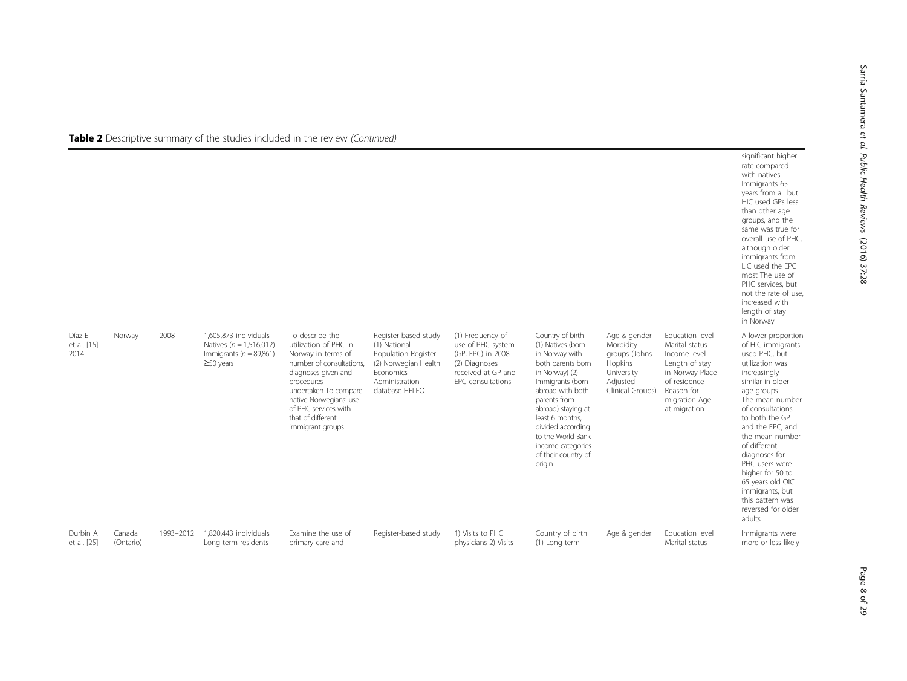**Table 2** Descriptive summary of the studies included in the review *(Continued)*

| | | | | | | | | | | |
|---|---|---|---|---|---|---|---|---|---|---|
| | | | | | | | | | | significant higher rate compared with natives Immigrants 65 years from all but HIC used GPs less than other age groups, and the same was true for overall use of PHC, although older immigrants from LIC used the EPC most The use of PHC services, but not the rate of use, increased with length of stay in Norway |
| Díaz E et al. [15] 2014 | Norway | 2008 | 1,605,873 individuals Natives ($n = 1,516,012$) Immigrants ($n = 89,861$) ≥50 years | To describe the utilization of PHC in Norway in terms of number of consultations, diagnoses given and procedures undertaken To compare native Norwegians' use of PHC services with that of different immigrant groups | Register-based study (1) National Population Register (2) Norwegian Health Economics Administration database-HELFO | (1) Frequency of use of PHC system (GP, EPC) in 2008 (2) Diagnoses received at GP and EPC consultations | Country of birth (1) Natives (born in Norway with both parents born in Norway) (2) Immigrants (born abroad with both parents from abroad) staying at least 6 months, divided according to the World Bank income categories of their country of origin | Age & gender Morbidity groups (Johns Hopkins University Adjusted Clinical Groups) | Education level Marital status Income level Length of stay in Norway Place of residence Reason for migration Age at migration | A lower proportion of HIC immigrants used PHC, but utilization was increasingly similar in older age groups The mean number of consultations to both the GP and the EPC, and the mean number of different diagnoses for PHC users were higher for 50 to 65 years old OIC immigrants, but this pattern was reversed for older adults |
| Durbin A et al. [25] | Canada (Ontario) | 1993–2012 | 1,820,443 individuals Long-term residents | Examine the use of primary care and | Register-based study | 1) Visits to PHC physicians 2) Visits | Country of birth (1) Long-term | Age & gender | Education level Marital status | Immigrants were more or less likely |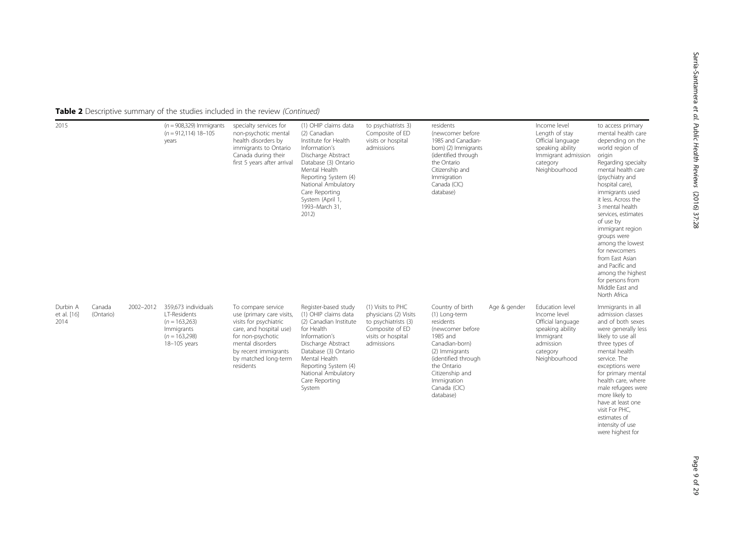**Table 2** Descriptive summary of the studies included in the review *(Continued)*

| | | | | | | | | | | |
|---|---|---|---|---|---|---|---|---|---|---|
| 2015 | | | ($n$ = 908,329) Immigrants ($n$ = 912,114) 18–105 years | specialty services for non-psychotic mental health disorders by immigrants to Ontario Canada during their first 5 years after arrival | (1) OHIP claims data (2) Canadian Institute for Health Information's Discharge Abstract Database (3) Ontario Mental Health Reporting System (4) National Ambulatory Care Reporting System (April 1, 1993–March 31, 2012) | to psychiatrists 3) Composite of ED visits or hospital admissions | residents (newcomer before 1985 and Canadian-born) (2) Immigrants (identified through the Ontario Citizenship and Immigration Canada (CIC) database) | | Income level Length of stay Official language speaking ability Immigrant admission category Neighbourhood | to access primary mental health care depending on the world region of origin Regarding specialty mental health care (psychiatry and hospital care), immigrants used it less. Across the 3 mental health services, estimates of use by immigrant region groups were among the lowest for newcomers from East Asian and Pacific and among the highest for persons from Middle East and North Africa |
| Durbin A et al. [16] 2014 | Canada (Ontario) | 2002–2012 | 359,673 individuals LT-Residents ($n$ = 163,263) Immigrants ($n$ = 163,298) 18–105 years | To compare service use (primary care visits, visits for psychiatric care, and hospital use) for non-psychotic mental disorders by recent immigrants by matched long-term residents | Register-based study (1) OHIP claims data (2) Canadian Institute for Health Information's Discharge Abstract Database (3) Ontario Mental Health Reporting System (4) National Ambulatory Care Reporting System | (1) Visits to PHC physicians (2) Visits to psychiatrists (3) Composite of ED visits or hospital admissions | Country of birth (1) Long-term residents (newcomer before 1985 and Canadian-born) (2) Immigrants (identified through the Ontario Citizenship and Immigration Canada (CIC) database) | Age & gender | Education level Income level Official language speaking ability Immigrant admission category Neighbourhood | Immigrants in all admission classes and of both sexes were generally less likely to use all three types of mental health service. The exceptions were for primary mental health care, where male refugees were more likely to have at least one visit For PHC, estimates of intensity of use were highest for |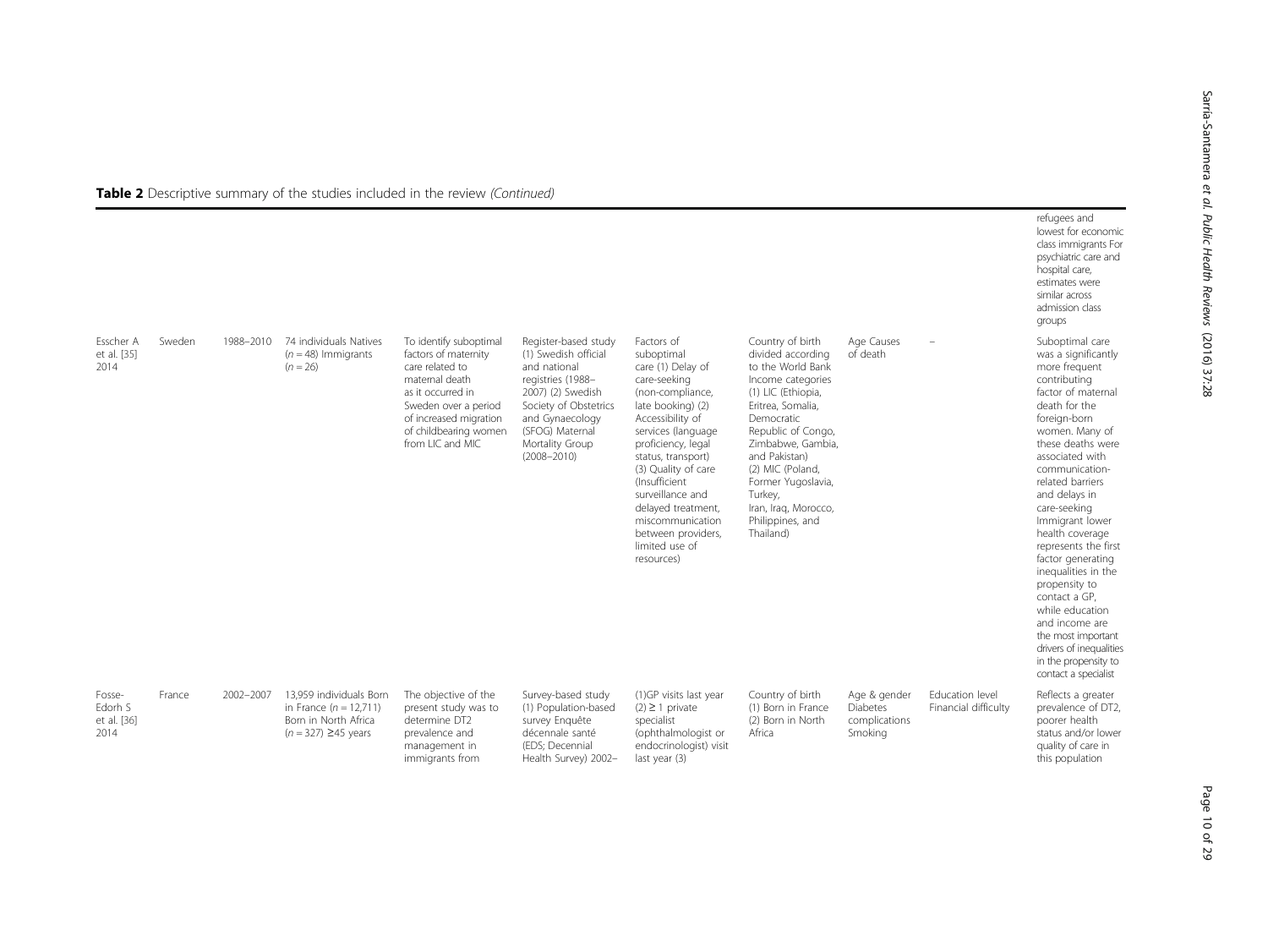**Table 2** Descriptive summary of the studies included in the review *(Continued)*

| | | | | | | | | | | |
|---|---|---|---|---|---|---|---|---|---|---|
| | | | | | | | | | | refugees and lowest for economic class immigrants For psychiatric care and hospital care, estimates were similar across admission class groups |
| Esscher A et al. [35] 2014 | Sweden | 1988–2010 | 74 individuals Natives ($n = 48$) Immigrants ($n = 26$) | To identify suboptimal factors of maternity care related to maternal death as it occurred in Sweden over a period of increased migration of childbearing women from LIC and MIC | Register-based study (1) Swedish official and national registries (1988–2007) (2) Swedish Society of Obstetrics and Gynaecology (SFOG) Maternal Mortality Group (2008–2010) | Factors of suboptimal care (1) Delay of care-seeking (non-compliance, late booking) (2) Accessibility of services (language proficiency, legal status, transport) (3) Quality of care (Insufficient surveillance and delayed treatment, miscommunication between providers, limited use of resources) | Country of birth divided according to the World Bank Income categories (1) LIC (Ethiopia, Eritrea, Somalia, Democratic Republic of Congo, Zimbabwe, Gambia, and Pakistan) (2) MIC (Poland, Former Yugoslavia, Turkey, Iran, Iraq, Morocco, Philippines, and Thailand) | Age Causes of death | – | Suboptimal care was a significantly more frequent contributing factor of maternal death for the foreign-born women. Many of these deaths were associated with communication-related barriers and delays in care-seeking Immigrant lower health coverage represents the first factor generating inequalities in the propensity to contact a GP, while education and income are the most important drivers of inequalities in the propensity to contact a specialist |
| Fosse-Edorh S et al. [36] 2014 | France | 2002–2007 | 13,959 individuals Born in France ($n = 12,711$) Born in North Africa ($n = 327$) ≥45 years | The objective of the present study was to determine DT2 prevalence and management in immigrants from | Survey-based study (1) Population-based survey Enquête décennale santé (EDS; Decennial Health Survey) 2002– | (1)GP visits last year (2) ≥ 1 private specialist (ophthalmologist or endocrinologist) visit last year (3) | Country of birth (1) Born in France (2) Born in North Africa | Age & gender Diabetes complications Smoking | Education level Financial difficulty | Reflects a greater prevalence of DT2, poorer health status and/or lower quality of care in this population |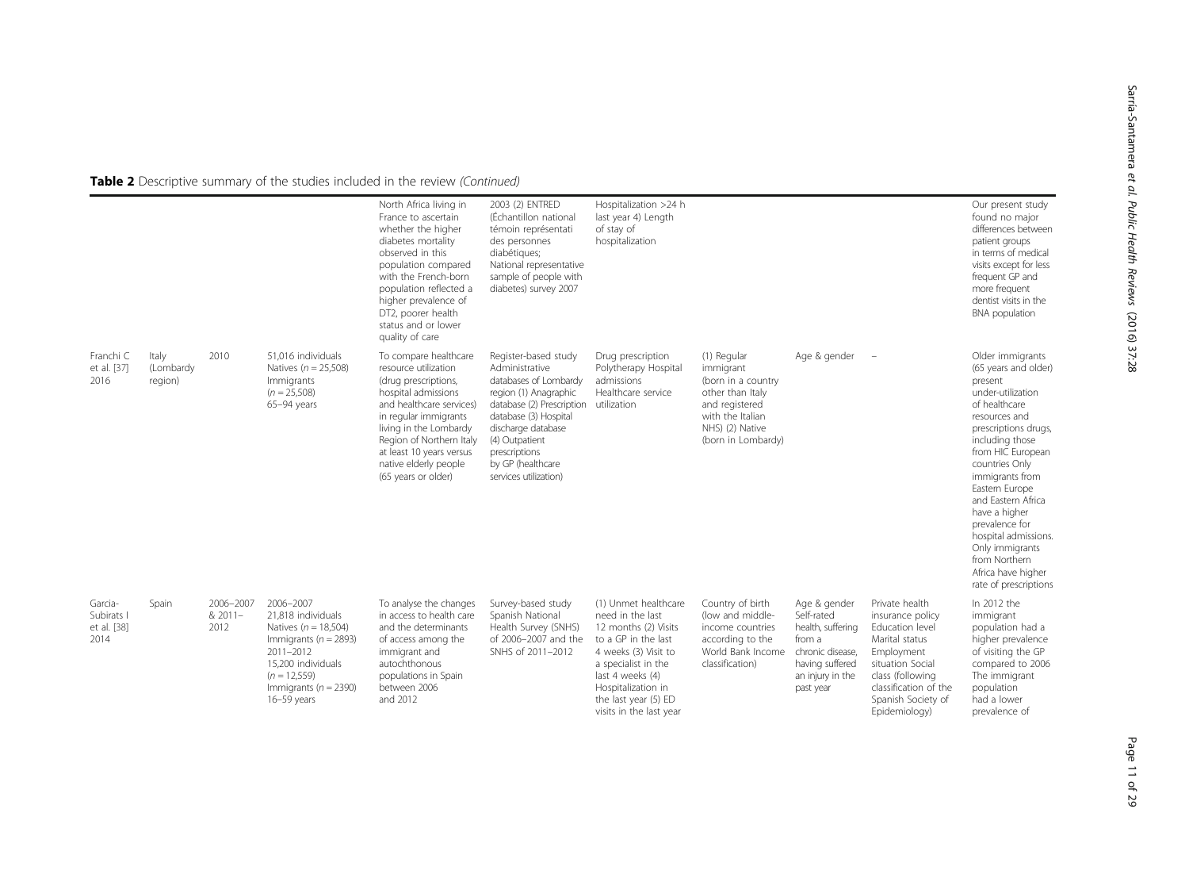**Table 2** Descriptive summary of the studies included in the review *(Continued)*

| | | | | | | | | | | |
|---|---|---|---|---|---|---|---|---|---|---|
| | | | | North Africa living in France to ascertain whether the higher diabetes mortality observed in this population compared with the French-born population reflected a higher prevalence of DT2, poorer health status and or lower quality of care | 2003 (2) ENTRED (Échantillon national témoin représentati des personnes diabétiques; National representative sample of people with diabetes) survey 2007 | Hospitalization >24 h last year 4) Length of stay of hospitalization | | | | Our present study found no major differences between patient groups in terms of medical visits except for less frequent GP and more frequent dentist visits in the BNA population |
| Franchi C et al. [37] 2016 | Italy (Lombardy region) | 2010 | 51,016 individuals Natives (*n* = 25,508) Immigrants (*n* = 25,508) 65–94 years | To compare healthcare resource utilization (drug prescriptions, hospital admissions and healthcare services) in regular immigrants living in the Lombardy Region of Northern Italy at least 10 years versus native elderly people (65 years or older) | Register-based study Administrative databases of Lombardy region (1) Anagraphic database (2) Prescription database (3) Hospital discharge database (4) Outpatient prescriptions by GP (healthcare services utilization) | Drug prescription Polytherapy Hospital admissions Healthcare service utilization | (1) Regular immigrant (born in a country other than Italy and registered with the Italian NHS) (2) Native (born in Lombardy) | Age & gender | – | Older immigrants (65 years and older) present under-utilization of healthcare resources and prescriptions drugs, including those from HIC European countries Only immigrants from Eastern Europe and Eastern Africa have a higher prevalence for hospital admissions. Only immigrants from Northern Africa have higher rate of prescriptions |
| Garcia-Subirats I et al. [38] 2014 | Spain | 2006–2007 & 2011–2012 | 2006–2007 21,818 individuals Natives (*n* = 18,504) Immigrants (*n* = 2893) 2011–2012 15,200 individuals (*n* = 12,559) Immigrants (*n* = 2390) 16–59 years | To analyse the changes in access to health care and the determinants of access among the immigrant and autochthonous populations in Spain between 2006 and 2012 | Survey-based study Spanish National Health Survey (SNHS) of 2006–2007 and the SNHS of 2011–2012 | (1) Unmet healthcare need in the last 12 months (2) Visits to a GP in the last 4 weeks (3) Visit to a specialist in the last 4 weeks (4) Hospitalization in the last year (5) ED visits in the last year | Country of birth (low and middle-income countries according to the World Bank Income classification) | Age & gender Self-rated health, suffering from a chronic disease, having suffered an injury in the past year | Private health insurance policy Education level Marital status Employment situation Social class (following classification of the Spanish Society of Epidemiology) | In 2012 the immigrant population had a higher prevalence of visiting the GP compared to 2006 The immigrant population had a lower prevalence of |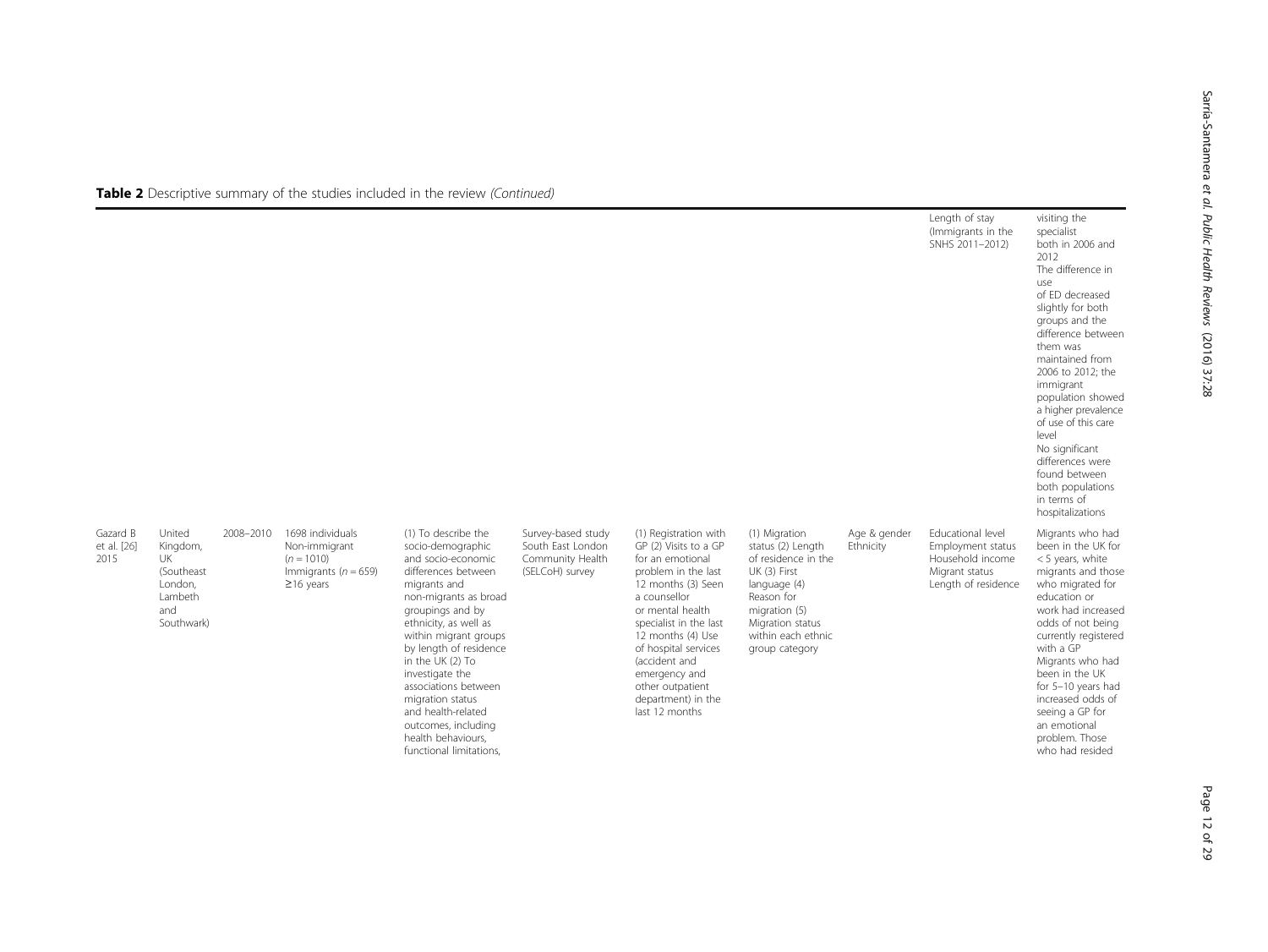**Table 2** Descriptive summary of the studies included in the review *(Continued)*

| | | | | | | | | | | |
|---|---|---|---|---|---|---|---|---|---|---|
| | | | | | | | | | Length of stay (Immigrants in the SNHS 2011–2012) | visiting the specialist both in 2006 and 2012 The difference in use of ED decreased slightly for both groups and the difference between them was maintained from 2006 to 2012; the immigrant population showed a higher prevalence of use of this care level No significant differences were found between both populations in terms of hospitalizations |
| Gazard B et al. [26] 2015 | United Kingdom, UK (Southeast London, Lambeth and Southwark) | 2008–2010 | 1698 individuals Non-immigrant ($n = 1010$) Immigrants ($n = 659$) ≥16 years | (1) To describe the socio-demographic and socio-economic differences between migrants and non-migrants as broad groupings and by ethnicity, as well as within migrant groups by length of residence in the UK (2) To investigate the associations between migration status and health-related outcomes, including health behaviours, functional limitations, | Survey-based study South East London Community Health (SELCoH) survey | (1) Registration with GP (2) Visits to a GP for an emotional problem in the last 12 months (3) Seen a counsellor or mental health specialist in the last 12 months (4) Use of hospital services (accident and emergency and other outpatient department) in the last 12 months | (1) Migration status (2) Length of residence in the UK (3) First language (4) Reason for migration (5) Migration status within each ethnic group category | Age & gender Ethnicity | Educational level Employment status Household income Migrant status Length of residence | Migrants who had been in the UK for < 5 years, white migrants and those who migrated for education or work had increased odds of not being currently registered with a GP Migrants who had been in the UK for 5–10 years had increased odds of seeing a GP for an emotional problem. Those who had resided |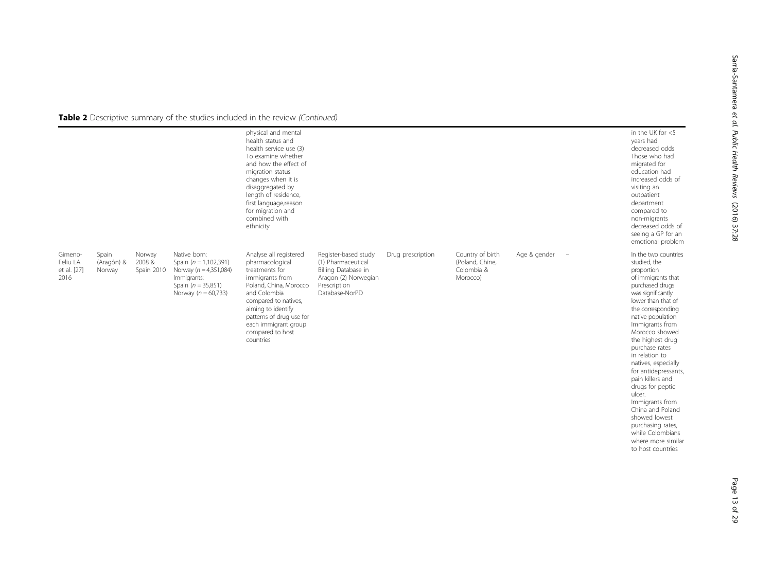**Table 2** Descriptive summary of the studies included in the review *(Continued)*

| | | | | | | | | | | |
|---|---|---|---|---|---|---|---|---|---|---|
| | | | | physical and mental health status and health service use (3) To examine whether and how the effect of migration status changes when it is disaggregated by length of residence, first language,reason for migration and combined with ethnicity | | | | | | in the UK for <5 years had decreased odds Those who had migrated for education had increased odds of visiting an outpatient department compared to non-migrants decreased odds of seeing a GP for an emotional problem |
| Gimeno-Feliu LA et al. [27] 2016 | Spain (Aragón) & Norway | Norway 2008 & Spain 2010 | Native born: Spain ($n = 1,102,391$) Norway ($n = 4,351,084$) Immigrants: Spain ($n = 35,851$) Norway ($n = 60,733$) | Analyse all registered pharmacological treatments for immigrants from Poland, China, Morocco and Colombia compared to natives, aiming to identify patterns of drug use for each immigrant group compared to host countries | Register-based study (1) Pharmaceutical Billing Database in Aragon (2) Norwegian Prescription Database-NorPD | Drug prescription | Country of birth (Poland, Chine, Colombia & Morocco) | Age & gender | – | In the two countries studied, the proportion of immigrants that purchased drugs was significantly lower than that of the corresponding native population Immigrants from Morocco showed the highest drug purchase rates in relation to natives, especially for antidepressants, pain killers and drugs for peptic ulcer. Immigrants from China and Poland showed lowest purchasing rates, while Colombians where more similar to host countries |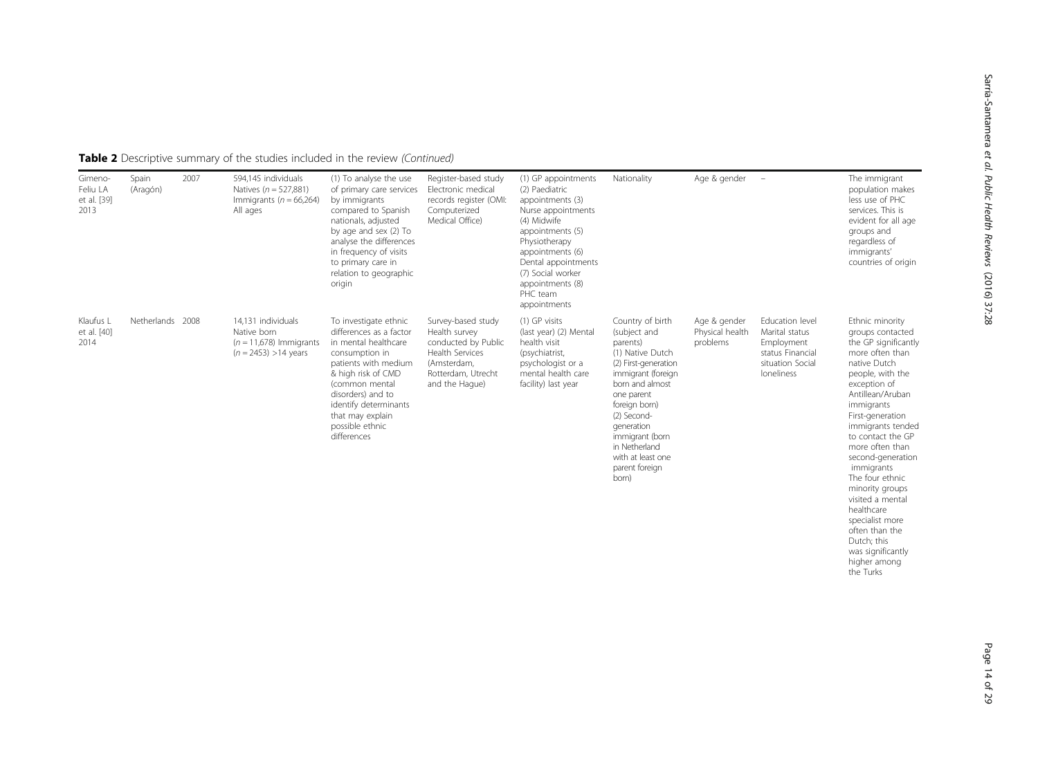**Table 2** Descriptive summary of the studies included in the review *(Continued)*

| | | | | | | | | | | |
|---|---|---|---|---|---|---|---|---|---|---|
| Gimeno-Feliu LA et al. [39] 2013 | Spain (Aragón) | 2007 | 594,145 individuals Natives ($n = 527,881$) Immigrants ($n = 66,264$) All ages | (1) To analyse the use of primary care services by immigrants compared to Spanish nationals, adjusted by age and sex (2) To analyse the differences in frequency of visits to primary care in relation to geographic origin | Register-based study Electronic medical records register (OMI: Computerized Medical Office) | (1) GP appointments (2) Paediatric appointments (3) Nurse appointments (4) Midwife appointments (5) Physiotherapy appointments (6) Dental appointments (7) Social worker appointments (8) PHC team appointments | Nationality | Age & gender | – | The immigrant population makes less use of PHC services. This is evident for all age groups and regardless of immigrants' countries of origin |
| Klaufus L et al. [40] 2014 | Netherlands | 2008 | 14,131 individuals Native born ($n = 11,678$) Immigrants ($n = 2453$) >14 years | To investigate ethnic differences as a factor in mental healthcare consumption in patients with medium & high risk of CMD (common mental disorders) and to identify determinants that may explain possible ethnic differences | Survey-based study Health survey conducted by Public Health Services (Amsterdam, Rotterdam, Utrecht and the Hague) | (1) GP visits (last year) (2) Mental health visit (psychiatrist, psychologist or a mental health care facility) last year | Country of birth (subject and parents) (1) Native Dutch (2) First-generation immigrant (foreign born and almost one parent foreign born) (2) Second-generation immigrant (born in Netherland with at least one parent foreign born) | Age & gender Physical health problems | Education level Marital status Employment status Financial situation Social loneliness | Ethnic minority groups contacted the GP significantly more often than native Dutch people, with the exception of Antillean/Aruban immigrants First-generation immigrants tended to contact the GP more often than second-generation immigrants The four ethnic minority groups visited a mental healthcare specialist more often than the Dutch; this was significantly higher among the Turks |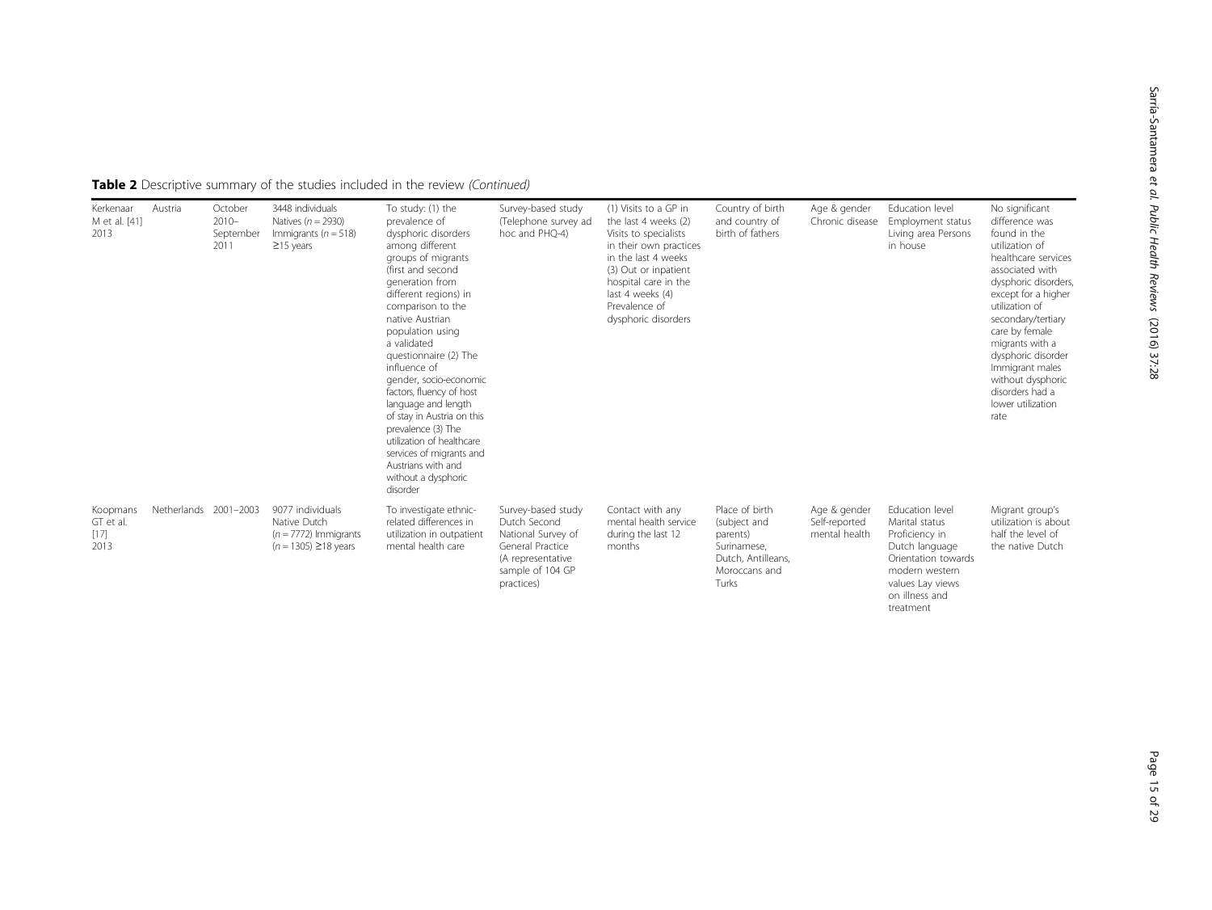**Table 2** Descriptive summary of the studies included in the review *(Continued)*

| | | | | | | | | | | |
|---|---|---|---|---|---|---|---|---|---|---|
| Kerkenaar M et al. [41] 2013 | Austria | October 2010–September 2011 | 3448 individuals Natives ($n = 2930$) Immigrants ($n = 518$) ≥15 years | To study: (1) the prevalence of dysphoric disorders among different groups of migrants (first and second generation from different regions) in comparison to the native Austrian population using a validated questionnaire (2) The influence of gender, socio-economic factors, fluency of host language and length of stay in Austria on this prevalence (3) The utilization of healthcare services of migrants and Austrians with and without a dysphoric disorder | Survey-based study (Telephone survey ad hoc and PHQ-4) | (1) Visits to a GP in the last 4 weeks (2) Visits to specialists in their own practices in the last 4 weeks (3) Out or inpatient hospital care in the last 4 weeks (4) Prevalence of dysphoric disorders | Country of birth and country of birth of fathers | Age & gender Chronic disease | Education level Employment status Living area Persons in house | No significant difference was found in the utilization of healthcare services associated with dysphoric disorders, except for a higher utilization of secondary/tertiary care by female migrants with a dysphoric disorder Immigrant males without dysphoric disorders had a lower utilization rate |
| Koopmans GT et al. [17] 2013 | Netherlands | 2001–2003 | 9077 individuals Native Dutch ($n = 7772$) Immigrants ($n = 1305$) ≥18 years | To investigate ethnic-related differences in utilization in outpatient mental health care | Survey-based study Dutch Second National Survey of General Practice (A representative sample of 104 GP practices) | Contact with any mental health service during the last 12 months | Place of birth (subject and parents) Surinamese, Dutch, Antilleans, Moroccans and Turks | Age & gender Self-reported mental health | Education level Marital status Proficiency in Dutch language Orientation towards modern western values Lay views on illness and treatment | Migrant group's utilization is about half the level of the native Dutch |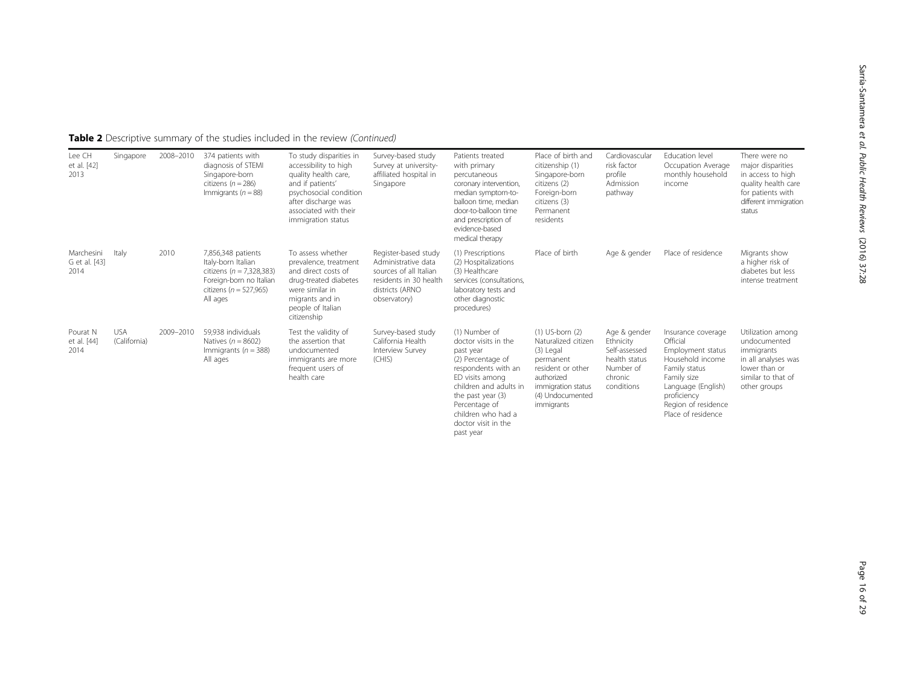**Table 2** Descriptive summary of the studies included in the review *(Continued)*

| | | | | | | | | | | | |
|---|---|---|---|---|---|---|---|---|---|---|---|
| Lee CH et al. [42] 2013 | Singapore | 2008–2010 | 374 patients with diagnosis of STEMI Singapore-born citizens ($n = 286$) Immigrants ($n = 88$) | To study disparities in accessibility to high quality health care, and if patients' psychosocial condition after discharge was associated with their immigration status | Survey-based study Survey at university-affiliated hospital in Singapore | Patients treated with primary percutaneous coronary intervention, median symptom-to-balloon time, median door-to-balloon time and prescription of evidence-based medical therapy | Place of birth and citizenship (1) Singapore-born citizens (2) Foreign-born citizens (3) Permanent residents | Cardiovascular risk factor profile Admission pathway | Education level Occupation Average monthly household income | There were no major disparities in access to high quality health care for patients with different immigration status |
| Marchesini G et al. [43] 2014 | Italy | 2010 | 7,856,348 patients Italy-born Italian citizens ($n = 7,328,383$) Foreign-born no Italian citizens ($n = 527,965$) All ages | To assess whether prevalence, treatment and direct costs of drug-treated diabetes were similar in migrants and in people of Italian citizenship | Register-based study Administrative data sources of all Italian residents in 30 health districts (ARNO observatory) | (1) Prescriptions (2) Hospitalizations (3) Healthcare services (consultations, laboratory tests and other diagnostic procedures) | Place of birth | Age & gender | Place of residence | Migrants show a higher risk of diabetes but less intense treatment |
| Pourat N et al. [44] 2014 | USA (California) | 2009–2010 | 59,938 individuals Natives ($n = 8602$) Immigrants ($n = 388$) All ages | Test the validity of the assertion that undocumented immigrants are more frequent users of health care | Survey-based study California Health Interview Survey (CHIS) | (1) Number of doctor visits in the past year (2) Percentage of respondents with an ED visits among children and adults in the past year (3) Percentage of children who had a doctor visit in the past year | (1) US-born (2) Naturalized citizen (3) Legal permanent resident or other authorized immigration status (4) Undocumented immigrants | Age & gender Ethnicity Self-assessed health status Number of chronic conditions | Insurance coverage Official Employment status Household income Family status Family size Language (English) proficiency Region of residence Place of residence | Utilization among undocumented immigrants in all analyses was lower than or similar to that of other groups |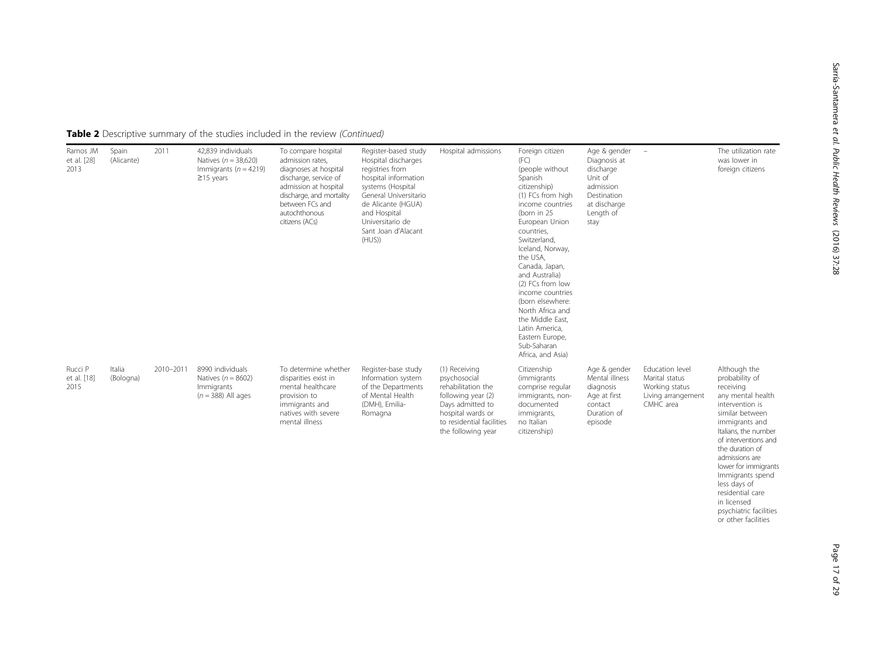**Table 2** Descriptive summary of the studies included in the review *(Continued)*

| | | | | | | | | | | |
|---|---|---|---|---|---|---|---|---|---|---|
| Ramos JM et al. [28] 2013 | Spain (Alicante) | 2011 | 42,839 individuals Natives ($n = 38,620$) Immigrants ($n = 4219$) ≥15 years | To compare hospital admission rates, diagnoses at hospital discharge, service of admission at hospital discharge, and mortality between FCs and autochthonous citizens (ACs) | Register-based study Hospital discharges registries from hospital information systems (Hospital General Universitario de Alicante (HGUA) and Hospital Universitario de Sant Joan d'Alacant (HUS)) | Hospital admissions | Foreign citizen (FC) (people without Spanish citizenship) (1) FCs from high income countries (born in 25 European Union countries, Switzerland, Iceland, Norway, the USA, Canada, Japan, and Australia) (2) FCs from low income countries (born elsewhere: North Africa and the Middle East, Latin America, Eastern Europe, Sub-Saharan Africa, and Asia) | Age & gender Diagnosis at discharge Unit of admission Destination at discharge Length of stay | – | The utilization rate was lower in foreign citizens |
| Rucci P et al. [18] 2015 | Italia (Bologna) | 2010–2011 | 8990 individuals Natives ($n = 8602$) Immigrants ($n = 388$) All ages | To determine whether disparities exist in mental healthcare provision to immigrants and natives with severe mental illness | Register-base study Information system of the Departments of Mental Health (DMH), Emilia-Romagna | (1) Receiving psychosocial rehabilitation the following year (2) Days admitted to hospital wards or to residential facilities the following year | Citizenship (immigrants comprise regular immigrants, non-documented immigrants, no Italian citizenship) | Age & gender Mental illness diagnosis Age at first contact Duration of episode | Education level Marital status Working status Living arrangement CMHC area | Although the probability of receiving any mental health intervention is similar between immigrants and Italians, the number of interventions and the duration of admissions are lower for immigrants Immigrants spend less days of residential care in licensed psychiatric facilities or other facilities |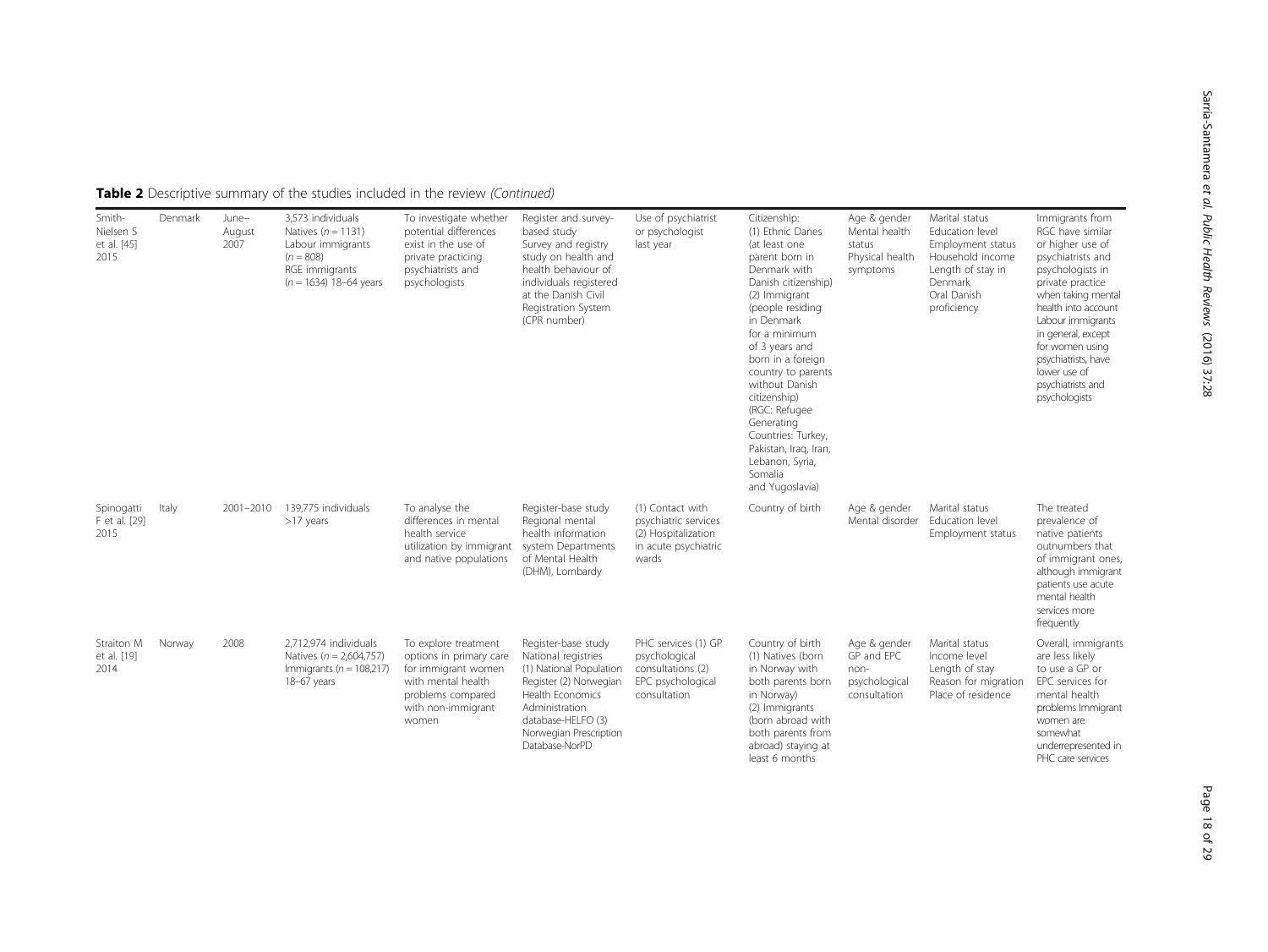**Table 2** Descriptive summary of the studies included in the review *(Continued)*

| | | | | | | | | | | |
|---|---|---|---|---|---|---|---|---|---|---|
| Smith-Nielsen S et al. [45] 2015 | Denmark | June–August 2007 | 3,573 individuals Natives ($n = 1131$) Labour immigrants ($n = 808$) RGE immigrants ($n = 1634$) 18–64 years | To investigate whether potential differences exist in the use of private practicing psychiatrists and psychologists | Register and survey-based study Survey and registry study on health and health behaviour of individuals registered at the Danish Civil Registration System (CPR number) | Use of psychiatrist or psychologist last year | Citizenship: (1) Ethnic Danes (at least one parent born in Denmark with Danish citizenship) (2) Immigrant (people residing in Denmark for a minimum of 3 years and born in a foreign country to parents without Danish citizenship) (RGC: Refugee Generating Countries: Turkey, Pakistan, Iraq, Iran, Lebanon, Syria, Somalia and Yugoslavia) | Age & gender Mental health status Physical health symptoms | Marital status Education level Employment status Household income Length of stay in Denmark Oral Danish proficiency | Immigrants from RGC have similar or higher use of psychiatrists and psychologists in private practice when taking mental health into account Labour immigrants in general, except for women using psychiatrists, have lower use of psychiatrists and psychologists |
| Spinogatti F et al. [29] 2015 | Italy | 2001–2010 | 139,775 individuals >17 years | To analyse the differences in mental health service utilization by immigrant and native populations | Register-base study Regional mental health information system Departments of Mental Health (DHM), Lombardy | (1) Contact with psychiatric services (2) Hospitalization in acute psychiatric wards | Country of birth | Age & gender Mental disorder | Marital status Education level Employment status | The treated prevalence of native patients outnumbers that of immigrant ones, although immigrant patients use acute mental health services more frequently |
| Straiton M et al. [19] 2014 | Norway | 2008 | 2,712,974 individuals Natives ($n = 2,604,757$) Immigrants ($n = 108,217$) 18–67 years | To explore treatment options in primary care for immigrant women with mental health problems compared with non-immigrant women | Register-base study National registries (1) National Population Register (2) Norwegian Health Economics Administration database-HELFO (3) Norwegian Prescription Database-NorPD | PHC services (1) GP psychological consultations (2) EPC psychological consultation | Country of birth (1) Natives (born in Norway with both parents born in Norway) (2) Immigrants (born abroad with both parents from abroad) staying at least 6 months | Age & gender GP and EPC non-psychological consultation | Marital status Income level Length of stay Reason for migration Place of residence | Overall, immigrants are less likely to use a GP or EPC services for mental health problems Immigrant women are somewhat underrepresented in PHC care services |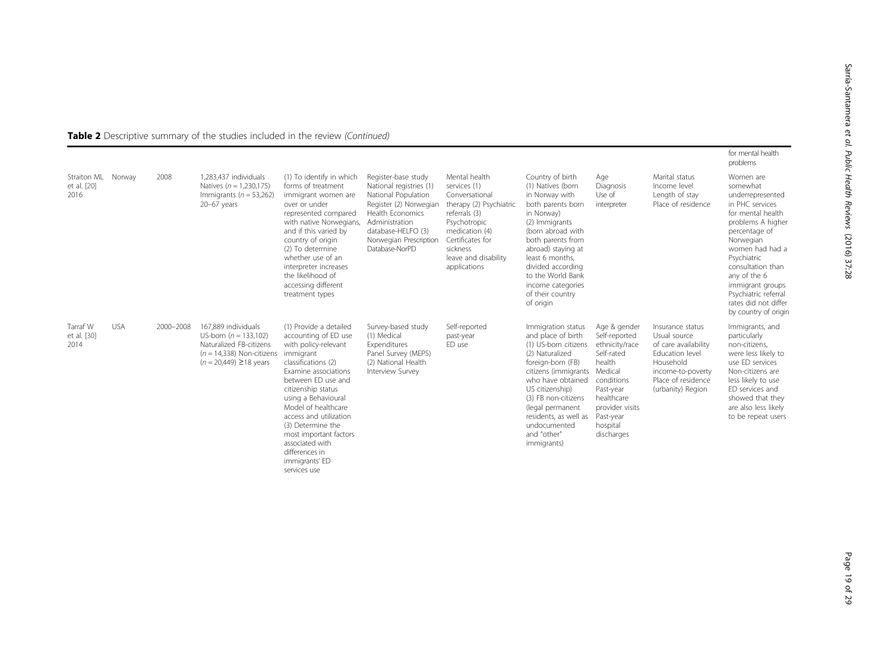**Table 2** Descriptive summary of the studies included in the review *(Continued)*

| | | | | | | | | | | |
|---|---|---|---|---|---|---|---|---|---|---|
| | | | | | | | | | | for mental health problems |
| Straiton ML et al. [20] 2016 | Norway | 2008 | 1,283,437 individuals Natives ($n$ = 1,230,175) Immigrants ($n$ = 53,262) 20–67 years | (1) To identify in which forms of treatment immigrant women are over or under represented compared with native Norwegians, and if this varied by country of origin (2) To determine whether use of an interpreter increases the likelihood of accessing different treatment types | Register-base study National registries (1) National Population Register (2) Norwegian Health Economics Administration database-HELFO (3) Norwegian Prescription Database-NorPD | Mental health services (1) Conversational therapy (2) Psychiatric referrals (3) Psychotropic medication (4) Certificates for sickness leave and disability applications | Country of birth (1) Natives (born in Norway with both parents born in Norway) (2) Immigrants (born abroad with both parents from abroad) staying at least 6 months, divided according to the World Bank income categories of their country of origin | Age Diagnosis Use of interpreter | Marital status Income level Length of stay Place of residence | Women are somewhat underrepresented in PHC services for mental health problems A higher percentage of Norwegian women had had a Psychiatric consultation than any of the 6 immigrant groups Psychiatric referral rates did not differ by country of origin |
| Tarraf W et al. [30] 2014 | USA | 2000–2008 | 167,889 individuals US-born ($n$ = 133,102) Naturalized FB-citizens ($n$ = 14,338) Non-citizens ($n$ = 20,449) ≥18 years | (1) Provide a detailed accounting of ED use with policy-relevant immigrant classifications (2) Examine associations between ED use and citizenship status using a Behavioural Model of healthcare access and utilization (3) Determine the most important factors associated with differences in immigrants' ED services use | Survey-based study (1) Medical Expenditures Panel Survey (MEPS) (2) National Health Interview Survey | Self-reported past-year ED use | Immigration status and place of birth (1) US-born citizens (2) Naturalized foreign-born (FB) citizens (immigrants who have obtained US citizenship) (3) FB non-citizens (legal permanent residents, as well as undocumented and "other" immigrants) | Age & gender Self-reported ethnicity/race Self-rated health Medical conditions Past-year healthcare provider visits Past-year hospital discharges | Insurance status Usual source of care availability Education level Household income-to-poverty Place of residence (urbanity) Region | Immigrants, and particularly non-citizens, were less likely to use ED services Non-citizens are less likely to use ED services and showed that they are also less likely to be repeat users |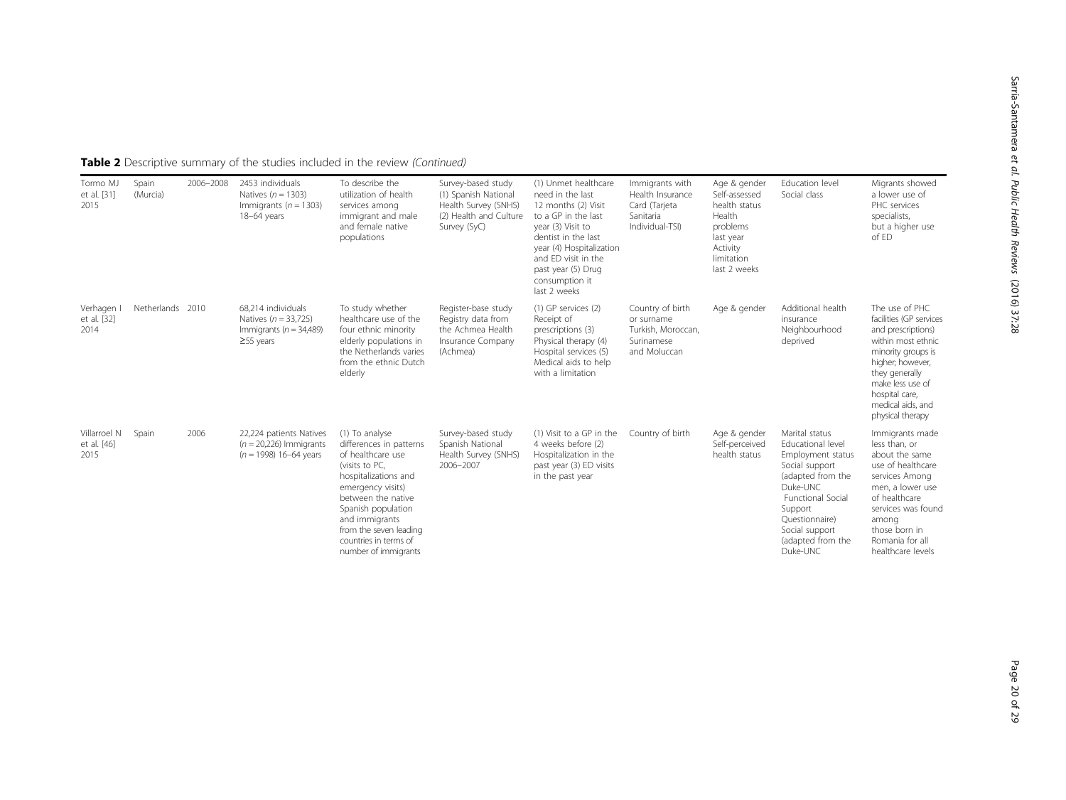**Table 2** Descriptive summary of the studies included in the review *(Continued)*

| | | | | | | | | | | |
|---|---|---|---|---|---|---|---|---|---|---|
| Tormo MJ et al. [31] 2015 | Spain (Murcia) | 2006–2008 | 2453 individuals Natives ($n = 1303$) Immigrants ($n = 1303$) 18–64 years | To describe the utilization of health services among immigrant and male and female native populations | Survey-based study (1) Spanish National Health Survey (SNHS) (2) Health and Culture Survey (SyC) | (1) Unmet healthcare need in the last 12 months (2) Visit to a GP in the last year (3) Visit to dentist in the last year (4) Hospitalization and ED visit in the past year (5) Drug consumption it last 2 weeks | Immigrants with Health Insurance Card (Tarjeta Sanitaria Individual-TSI) | Age & gender Self-assessed health status Health problems last year Activity limitation last 2 weeks | Education level Social class | Migrants showed a lower use of PHC services specialists, but a higher use of ED |
| Verhagen I et al. [32] 2014 | Netherlands | 2010 | 68,214 individuals Natives ($n = 33,725$) Immigrants ($n = 34,489$) ≥55 years | To study whether healthcare use of the four ethnic minority elderly populations in the Netherlands varies from the ethnic Dutch elderly | Register-base study Registry data from the Achmea Health Insurance Company (Achmea) | (1) GP services (2) Receipt of prescriptions (3) Physical therapy (4) Hospital services (5) Medical aids to help with a limitation | Country of birth or surname Turkish, Moroccan, Surinamese and Moluccan | Age & gender | Additional health insurance Neighbourhood deprived | The use of PHC facilities (GP services and prescriptions) within most ethnic minority groups is higher; however, they generally make less use of hospital care, medical aids, and physical therapy |
| Villarroel N et al. [46] 2015 | Spain | 2006 | 22,224 patients Natives ($n = 20,226$) Immigrants ($n = 1998$) 16–64 years | (1) To analyse differences in patterns of healthcare use (visits to PC, hospitalizations and emergency visits) between the native Spanish population and immigrants from the seven leading countries in terms of number of immigrants | Survey-based study Spanish National Health Survey (SNHS) 2006–2007 | (1) Visit to a GP in the 4 weeks before (2) Hospitalization in the past year (3) ED visits in the past year | Country of birth | Age & gender Self-perceived health status | Marital status Educational level Employment status Social support (adapted from the Duke-UNC Functional Social Support Questionnaire) Social support (adapted from the Duke-UNC | Immigrants made less than, or about the same use of healthcare services Among men, a lower use of healthcare services was found among those born in Romania for all healthcare levels |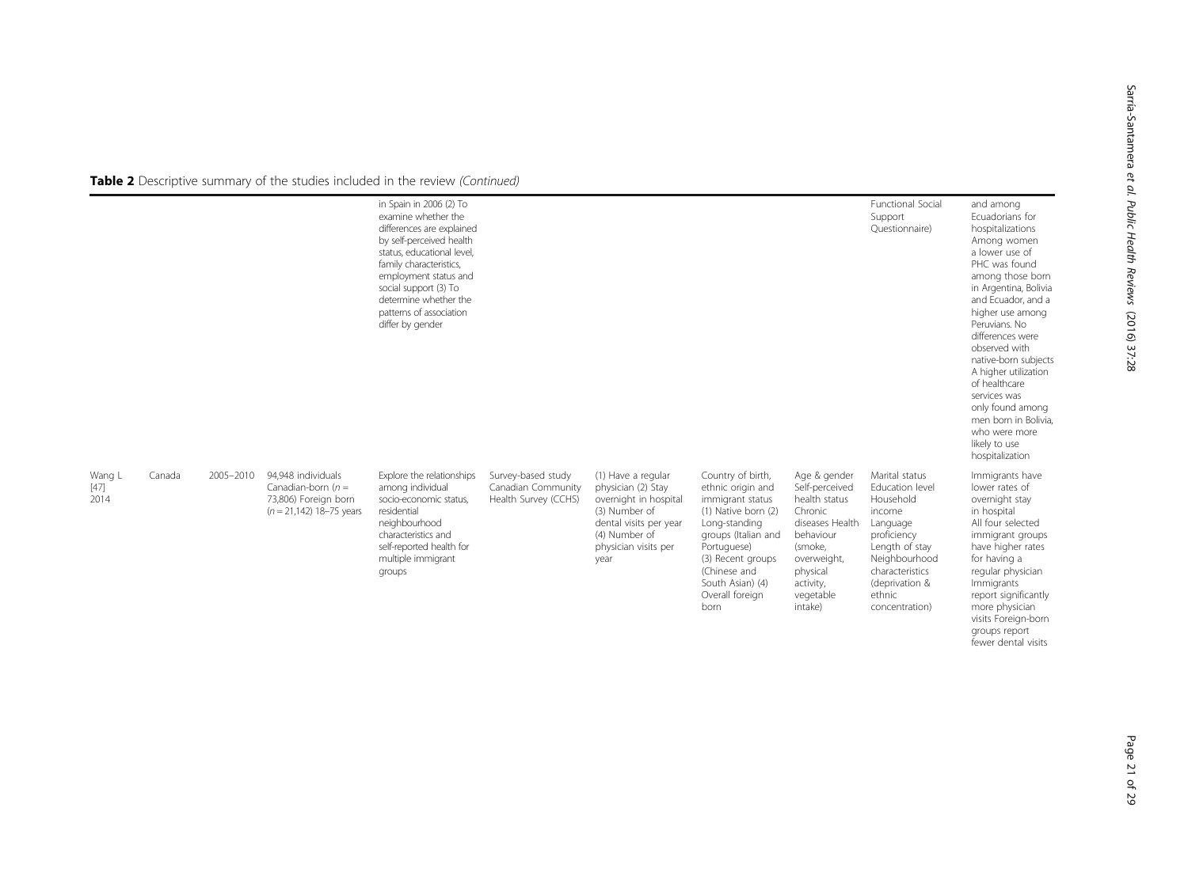**Table 2** Descriptive summary of the studies included in the review *(Continued)*

| | | | | | | | | | | |
|---|---|---|---|---|---|---|---|---|---|---|
| | | | | in Spain in 2006 (2) To examine whether the differences are explained by self-perceived health status, educational level, family characteristics, employment status and social support (3) To determine whether the patterns of association differ by gender | | | | | Functional Social Support Questionnaire) | and among Ecuadorians for hospitalizations Among women a lower use of PHC was found among those born in Argentina, Bolivia and Ecuador, and a higher use among Peruvians. No differences were observed with native-born subjects A higher utilization of healthcare services was only found among men born in Bolivia, who were more likely to use hospitalization |
| Wang L [47] 2014 | Canada | 2005–2010 | 94,948 individuals Canadian-born (n = 73,806) Foreign born (n = 21,142) 18–75 years | Explore the relationships among individual socio-economic status, residential neighbourhood characteristics and self-reported health for multiple immigrant groups | Survey-based study Canadian Community Health Survey (CCHS) | (1) Have a regular physician (2) Stay overnight in hospital (3) Number of dental visits per year (4) Number of physician visits per year | Country of birth, ethnic origin and immigrant status (1) Native born (2) Long-standing groups (Italian and Portuguese) (3) Recent groups (Chinese and South Asian) (4) Overall foreign born | Age & gender Self-perceived health status Chronic diseases Health behaviour (smoke, overweight, physical activity, vegetable intake) | Marital status Education level Household income Language proficiency Length of stay Neighbourhood characteristics (deprivation & ethnic concentration) | Immigrants have lower rates of overnight stay in hospital All four selected immigrant groups have higher rates for having a regular physician Immigrants report significantly more physician visits Foreign-born groups report fewer dental visits |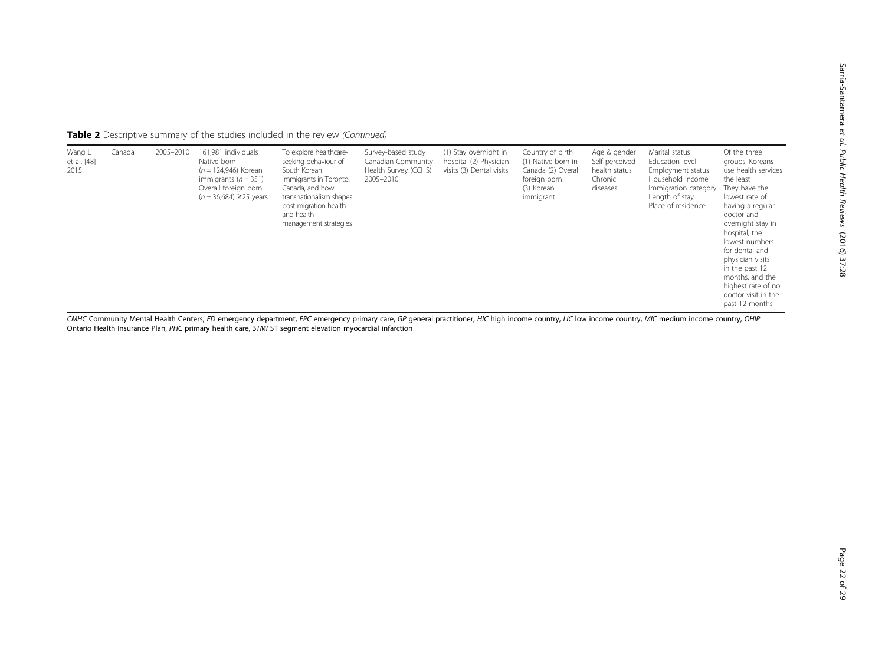**Table 2** Descriptive summary of the studies included in the review *(Continued)*

| | | | | | | | | | | |
|---|---|---|---|---|---|---|---|---|---|---|
| Wang L et al. [48] 2015 | Canada | 2005–2010 | 161,981 individuals Native born ($n = 124{,}946$) Korean immigrants ($n = 351$) Overall foreign born ($n = 36{,}684$) ≥25 years | To explore healthcare-seeking behaviour of South Korean immigrants in Toronto, Canada, and how transnationalism shapes post-migration health and health-management strategies | Survey-based study Canadian Community Health Survey (CCHS) 2005–2010 | (1) Stay overnight in hospital (2) Physician visits (3) Dental visits | Country of birth (1) Native born in Canada (2) Overall foreign born (3) Korean immigrant | Age & gender Self-perceived health status Chronic diseases | Marital status Education level Employment status Household income Immigration category Length of stay Place of residence | Of the three groups, Koreans use health services the least They have the lowest rate of having a regular doctor and overnight stay in hospital, the lowest numbers for dental and physician visits in the past 12 months, and the highest rate of no doctor visit in the past 12 months |

*CMHC* Community Mental Health Centers, *ED* emergency department, *EPC* emergency primary care, *GP* general practitioner, *HIC* high income country, *LIC* low income country, *MIC* medium income country, *OHIP* Ontario Health Insurance Plan, *PHC* primary health care, *STMI* ST segment elevation myocardial infarction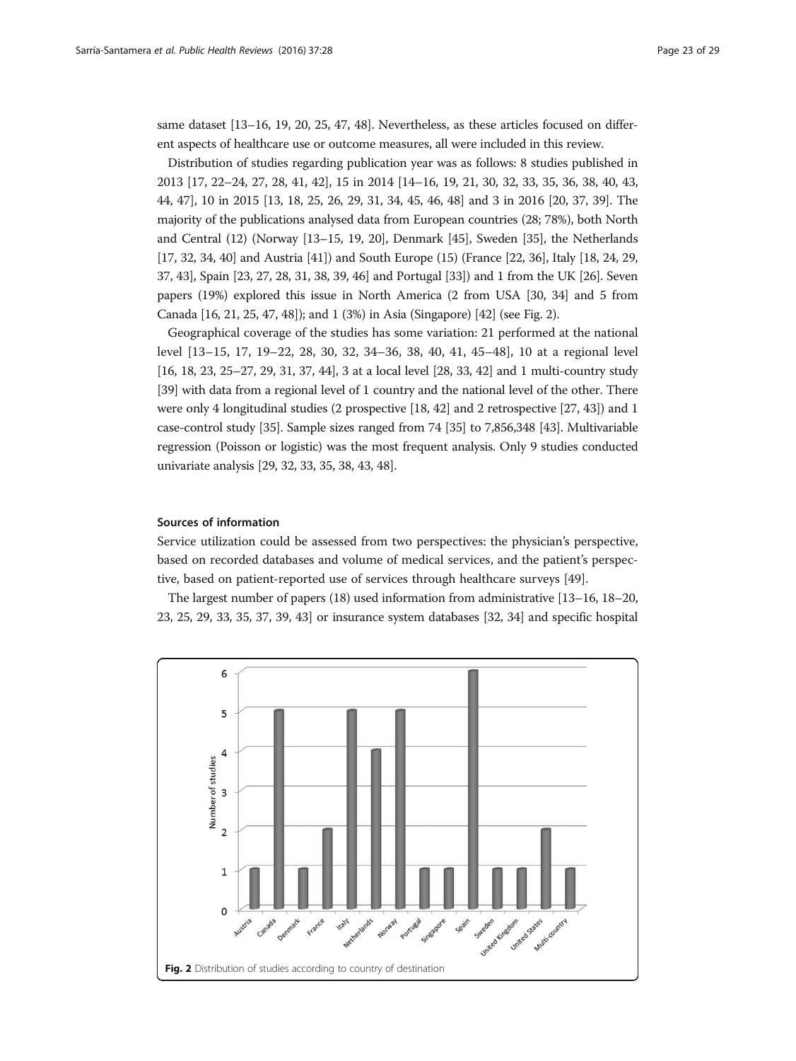same dataset [13–16, 19, 20, 25, 47, 48]. Nevertheless, as these articles focused on different aspects of healthcare use or outcome measures, all were included in this review.

Distribution of studies regarding publication year was as follows: 8 studies published in 2013 [17, 22–24, 27, 28, 41, 42], 15 in 2014 [14–16, 19, 21, 30, 32, 33, 35, 36, 38, 40, 43, 44, 47], 10 in 2015 [13, 18, 25, 26, 29, 31, 34, 45, 46, 48] and 3 in 2016 [20, 37, 39]. The majority of the publications analysed data from European countries (28; 78%), both North and Central (12) (Norway [13–15, 19, 20], Denmark [45], Sweden [35], the Netherlands [17, 32, 34, 40] and Austria [41]) and South Europe (15) (France [22, 36], Italy [18, 24, 29, 37, 43], Spain [23, 27, 28, 31, 38, 39, 46] and Portugal [33]) and 1 from the UK [26]. Seven papers (19%) explored this issue in North America (2 from USA [30, 34] and 5 from Canada [16, 21, 25, 47, 48]); and 1 (3%) in Asia (Singapore) [42] (see Fig. 2).

Geographical coverage of the studies has some variation: 21 performed at the national level [13–15, 17, 19–22, 28, 30, 32, 34–36, 38, 40, 41, 45–48], 10 at a regional level [16, 18, 23, 25–27, 29, 31, 37, 44], 3 at a local level [28, 33, 42] and 1 multi-country study [39] with data from a regional level of 1 country and the national level of the other. There were only 4 longitudinal studies (2 prospective [18, 42] and 2 retrospective [27, 43]) and 1 case-control study [35]. Sample sizes ranged from 74 [35] to 7,856,348 [43]. Multivariable regression (Poisson or logistic) was the most frequent analysis. Only 9 studies conducted univariate analysis [29, 32, 33, 35, 38, 43, 48].

### Sources of information

Service utilization could be assessed from two perspectives: the physician's perspective, based on recorded databases and volume of medical services, and the patient's perspective, based on patient-reported use of services through healthcare surveys [49].

The largest number of papers (18) used information from administrative [13–16, 18–20, 23, 25, 29, 33, 35, 37, 39, 43] or insurance system databases [32, 34] and specific hospital

Fig. 2 Distribution of studies according to country of destination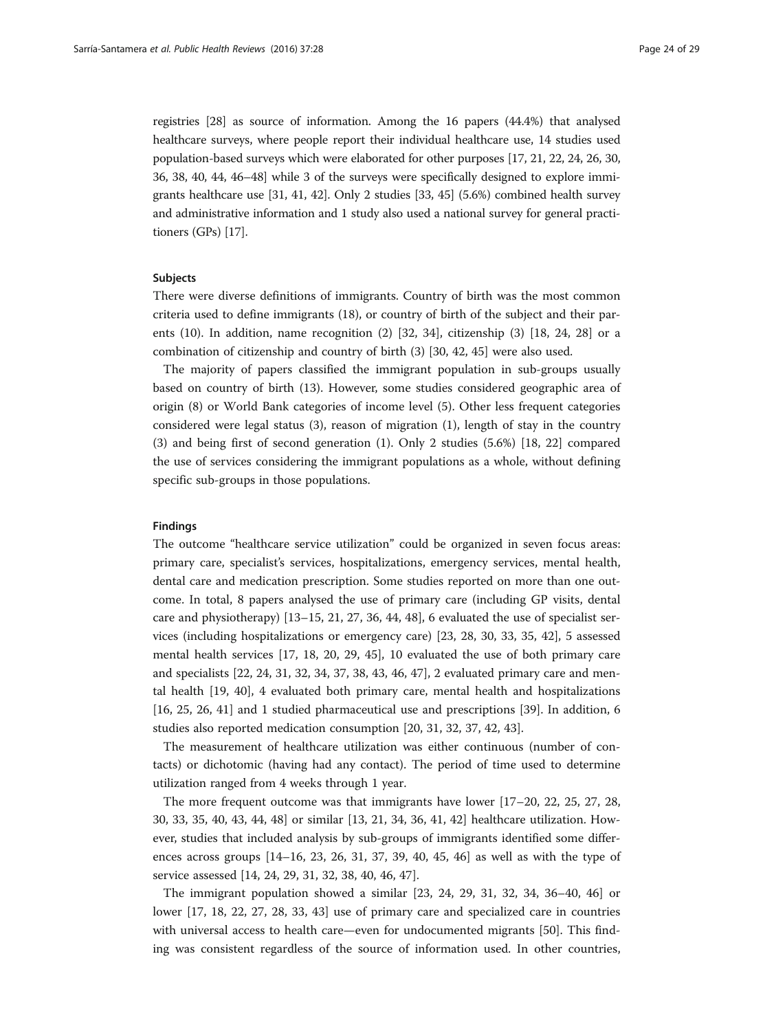registries [28] as source of information. Among the 16 papers (44.4%) that analysed healthcare surveys, where people report their individual healthcare use, 14 studies used population-based surveys which were elaborated for other purposes [17, 21, 22, 24, 26, 30, 36, 38, 40, 44, 46–48] while 3 of the surveys were specifically designed to explore immigrants healthcare use [31, 41, 42]. Only 2 studies [33, 45] (5.6%) combined health survey and administrative information and 1 study also used a national survey for general practitioners (GPs) [17].

#### Subjects

There were diverse definitions of immigrants. Country of birth was the most common criteria used to define immigrants (18), or country of birth of the subject and their parents (10). In addition, name recognition (2) [32, 34], citizenship (3) [18, 24, 28] or a combination of citizenship and country of birth (3) [30, 42, 45] were also used.

The majority of papers classified the immigrant population in sub-groups usually based on country of birth (13). However, some studies considered geographic area of origin (8) or World Bank categories of income level (5). Other less frequent categories considered were legal status (3), reason of migration (1), length of stay in the country (3) and being first of second generation (1). Only 2 studies (5.6%) [18, 22] compared the use of services considering the immigrant populations as a whole, without defining specific sub-groups in those populations.

#### Findings

The outcome "healthcare service utilization" could be organized in seven focus areas: primary care, specialist's services, hospitalizations, emergency services, mental health, dental care and medication prescription. Some studies reported on more than one outcome. In total, 8 papers analysed the use of primary care (including GP visits, dental care and physiotherapy) [13–15, 21, 27, 36, 44, 48], 6 evaluated the use of specialist services (including hospitalizations or emergency care) [23, 28, 30, 33, 35, 42], 5 assessed mental health services [17, 18, 20, 29, 45], 10 evaluated the use of both primary care and specialists [22, 24, 31, 32, 34, 37, 38, 43, 46, 47], 2 evaluated primary care and mental health [19, 40], 4 evaluated both primary care, mental health and hospitalizations [16, 25, 26, 41] and 1 studied pharmaceutical use and prescriptions [39]. In addition, 6 studies also reported medication consumption [20, 31, 32, 37, 42, 43].

The measurement of healthcare utilization was either continuous (number of contacts) or dichotomic (having had any contact). The period of time used to determine utilization ranged from 4 weeks through 1 year.

The more frequent outcome was that immigrants have lower [17–20, 22, 25, 27, 28, 30, 33, 35, 40, 43, 44, 48] or similar [13, 21, 34, 36, 41, 42] healthcare utilization. However, studies that included analysis by sub-groups of immigrants identified some differences across groups [14–16, 23, 26, 31, 37, 39, 40, 45, 46] as well as with the type of service assessed [14, 24, 29, 31, 32, 38, 40, 46, 47].

The immigrant population showed a similar [23, 24, 29, 31, 32, 34, 36–40, 46] or lower [17, 18, 22, 27, 28, 33, 43] use of primary care and specialized care in countries with universal access to health care—even for undocumented migrants [50]. This finding was consistent regardless of the source of information used. In other countries,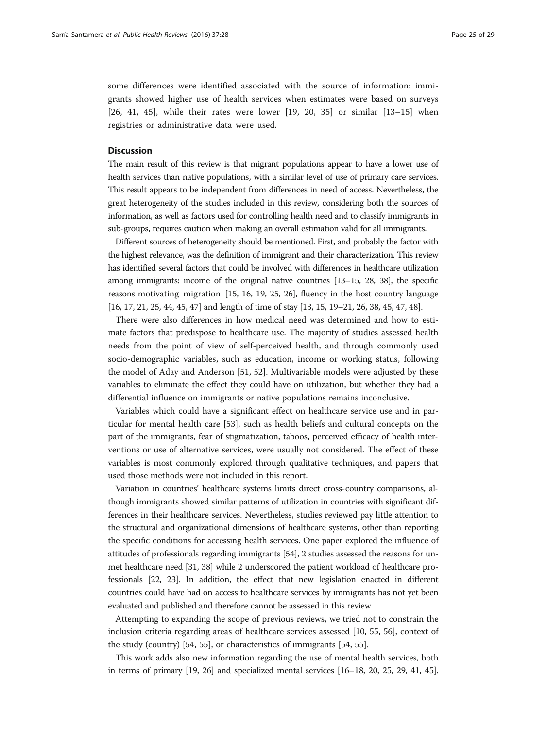some differences were identified associated with the source of information: immigrants showed higher use of health services when estimates were based on surveys [26, 41, 45], while their rates were lower [19, 20, 35] or similar [13–15] when registries or administrative data were used.

## Discussion

The main result of this review is that migrant populations appear to have a lower use of health services than native populations, with a similar level of use of primary care services. This result appears to be independent from differences in need of access. Nevertheless, the great heterogeneity of the studies included in this review, considering both the sources of information, as well as factors used for controlling health need and to classify immigrants in sub-groups, requires caution when making an overall estimation valid for all immigrants.

Different sources of heterogeneity should be mentioned. First, and probably the factor with the highest relevance, was the definition of immigrant and their characterization. This review has identified several factors that could be involved with differences in healthcare utilization among immigrants: income of the original native countries [13–15, 28, 38], the specific reasons motivating migration [15, 16, 19, 25, 26], fluency in the host country language [16, 17, 21, 25, 44, 45, 47] and length of time of stay [13, 15, 19–21, 26, 38, 45, 47, 48].

There were also differences in how medical need was determined and how to estimate factors that predispose to healthcare use. The majority of studies assessed health needs from the point of view of self-perceived health, and through commonly used socio-demographic variables, such as education, income or working status, following the model of Aday and Anderson [51, 52]. Multivariable models were adjusted by these variables to eliminate the effect they could have on utilization, but whether they had a differential influence on immigrants or native populations remains inconclusive.

Variables which could have a significant effect on healthcare service use and in particular for mental health care [53], such as health beliefs and cultural concepts on the part of the immigrants, fear of stigmatization, taboos, perceived efficacy of health interventions or use of alternative services, were usually not considered. The effect of these variables is most commonly explored through qualitative techniques, and papers that used those methods were not included in this report.

Variation in countries' healthcare systems limits direct cross-country comparisons, although immigrants showed similar patterns of utilization in countries with significant differences in their healthcare services. Nevertheless, studies reviewed pay little attention to the structural and organizational dimensions of healthcare systems, other than reporting the specific conditions for accessing health services. One paper explored the influence of attitudes of professionals regarding immigrants [54], 2 studies assessed the reasons for unmet healthcare need [31, 38] while 2 underscored the patient workload of healthcare professionals [22, 23]. In addition, the effect that new legislation enacted in different countries could have had on access to healthcare services by immigrants has not yet been evaluated and published and therefore cannot be assessed in this review.

Attempting to expanding the scope of previous reviews, we tried not to constrain the inclusion criteria regarding areas of healthcare services assessed [10, 55, 56], context of the study (country) [54, 55], or characteristics of immigrants [54, 55].

This work adds also new information regarding the use of mental health services, both in terms of primary [19, 26] and specialized mental services [16–18, 20, 25, 29, 41, 45].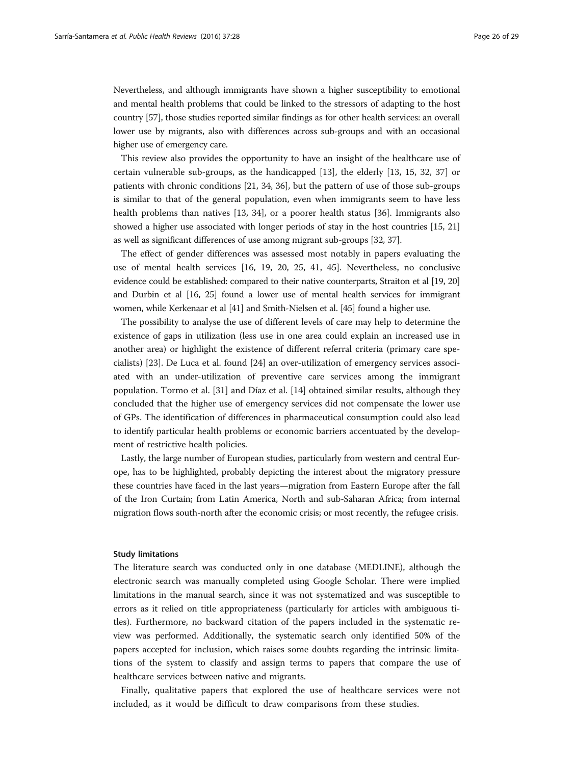Nevertheless, and although immigrants have shown a higher susceptibility to emotional and mental health problems that could be linked to the stressors of adapting to the host country [57], those studies reported similar findings as for other health services: an overall lower use by migrants, also with differences across sub-groups and with an occasional higher use of emergency care.

This review also provides the opportunity to have an insight of the healthcare use of certain vulnerable sub-groups, as the handicapped [13], the elderly [13, 15, 32, 37] or patients with chronic conditions [21, 34, 36], but the pattern of use of those sub-groups is similar to that of the general population, even when immigrants seem to have less health problems than natives [13, 34], or a poorer health status [36]. Immigrants also showed a higher use associated with longer periods of stay in the host countries [15, 21] as well as significant differences of use among migrant sub-groups [32, 37].

The effect of gender differences was assessed most notably in papers evaluating the use of mental health services [16, 19, 20, 25, 41, 45]. Nevertheless, no conclusive evidence could be established: compared to their native counterparts, Straiton et al [19, 20] and Durbin et al [16, 25] found a lower use of mental health services for immigrant women, while Kerkenaar et al [41] and Smith-Nielsen et al. [45] found a higher use.

The possibility to analyse the use of different levels of care may help to determine the existence of gaps in utilization (less use in one area could explain an increased use in another area) or highlight the existence of different referral criteria (primary care specialists) [23]. De Luca et al. found [24] an over-utilization of emergency services associated with an under-utilization of preventive care services among the immigrant population. Tormo et al. [31] and Díaz et al. [14] obtained similar results, although they concluded that the higher use of emergency services did not compensate the lower use of GPs. The identification of differences in pharmaceutical consumption could also lead to identify particular health problems or economic barriers accentuated by the development of restrictive health policies.

Lastly, the large number of European studies, particularly from western and central Europe, has to be highlighted, probably depicting the interest about the migratory pressure these countries have faced in the last years—migration from Eastern Europe after the fall of the Iron Curtain; from Latin America, North and sub-Saharan Africa; from internal migration flows south-north after the economic crisis; or most recently, the refugee crisis.

#### Study limitations

The literature search was conducted only in one database (MEDLINE), although the electronic search was manually completed using Google Scholar. There were implied limitations in the manual search, since it was not systematized and was susceptible to errors as it relied on title appropriateness (particularly for articles with ambiguous titles). Furthermore, no backward citation of the papers included in the systematic review was performed. Additionally, the systematic search only identified 50% of the papers accepted for inclusion, which raises some doubts regarding the intrinsic limitations of the system to classify and assign terms to papers that compare the use of healthcare services between native and migrants.

Finally, qualitative papers that explored the use of healthcare services were not included, as it would be difficult to draw comparisons from these studies.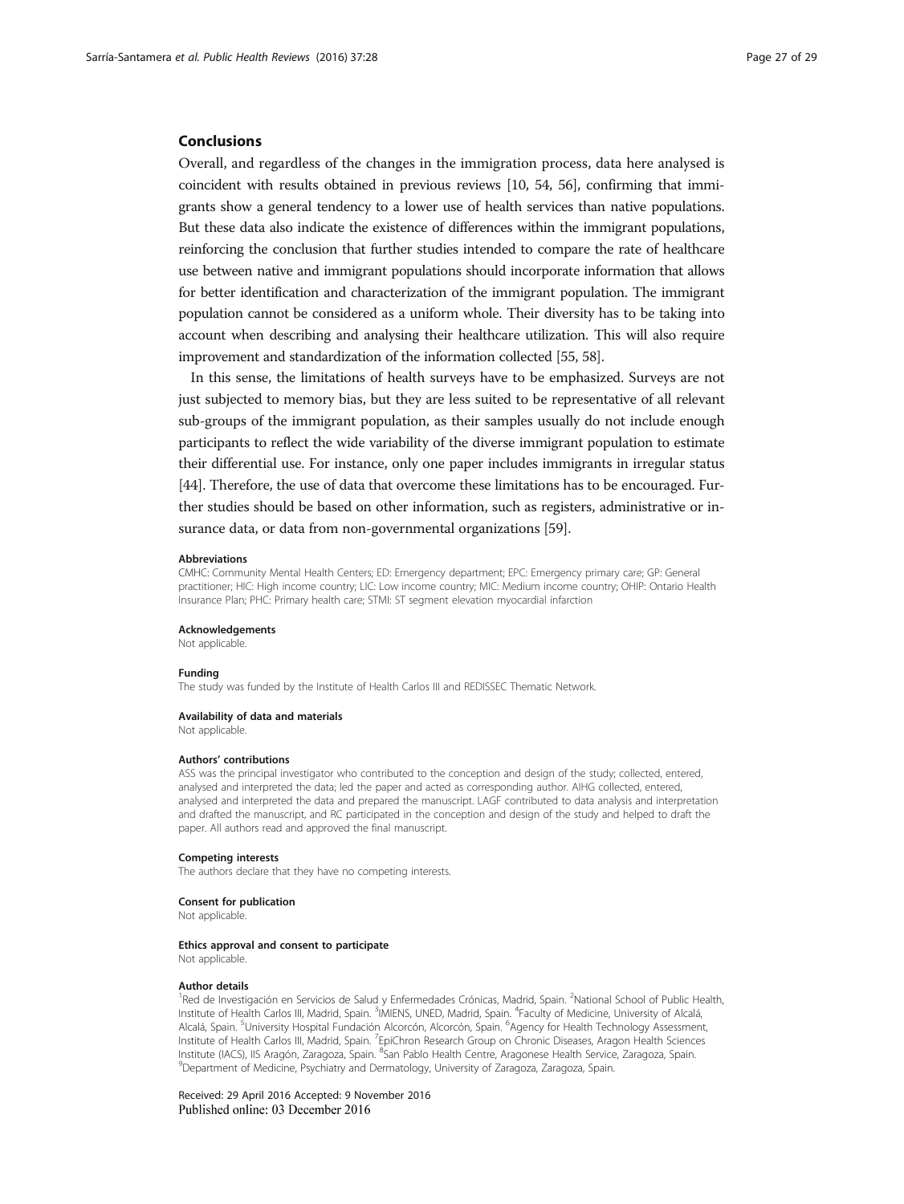## Conclusions

Overall, and regardless of the changes in the immigration process, data here analysed is coincident with results obtained in previous reviews [10, 54, 56], confirming that immigrants show a general tendency to a lower use of health services than native populations. But these data also indicate the existence of differences within the immigrant populations, reinforcing the conclusion that further studies intended to compare the rate of healthcare use between native and immigrant populations should incorporate information that allows for better identification and characterization of the immigrant population. The immigrant population cannot be considered as a uniform whole. Their diversity has to be taking into account when describing and analysing their healthcare utilization. This will also require improvement and standardization of the information collected [55, 58].

In this sense, the limitations of health surveys have to be emphasized. Surveys are not just subjected to memory bias, but they are less suited to be representative of all relevant sub-groups of the immigrant population, as their samples usually do not include enough participants to reflect the wide variability of the diverse immigrant population to estimate their differential use. For instance, only one paper includes immigrants in irregular status [44]. Therefore, the use of data that overcome these limitations has to be encouraged. Further studies should be based on other information, such as registers, administrative or insurance data, or data from non-governmental organizations [59].

#### Abbreviations

CMHC: Community Mental Health Centers; ED: Emergency department; EPC: Emergency primary care; GP: General practitioner; HIC: High income country; LIC: Low income country; MIC: Medium income country; OHIP: Ontario Health Insurance Plan; PHC: Primary health care; STMI: ST segment elevation myocardial infarction

#### Acknowledgements

Not applicable.

#### Funding

The study was funded by the Institute of Health Carlos III and REDISSEC Thematic Network.

#### Availability of data and materials

Not applicable.

#### Authors' contributions

ASS was the principal investigator who contributed to the conception and design of the study; collected, entered, analysed and interpreted the data; led the paper and acted as corresponding author. AIHG collected, entered, analysed and interpreted the data and prepared the manuscript. LAGF contributed to data analysis and interpretation and drafted the manuscript, and RC participated in the conception and design of the study and helped to draft the paper. All authors read and approved the final manuscript.

#### Competing interests

The authors declare that they have no competing interests.

#### Consent for publication

Not applicable.

#### Ethics approval and consent to participate

Not applicable.

#### Author details

[1]Red de Investigación en Servicios de Salud y Enfermedades Crónicas, Madrid, Spain. [2]National School of Public Health, Institute of Health Carlos III, Madrid, Spain. [3]IMIENS, UNED, Madrid, Spain. [4]Faculty of Medicine, University of Alcalá, Alcalá, Spain. [5]University Hospital Fundación Alcorcón, Alcorcón, Spain. [6]Agency for Health Technology Assessment, Institute of Health Carlos III, Madrid, Spain. [7]EpiChron Research Group on Chronic Diseases, Aragon Health Sciences Institute (IACS), IIS Aragón, Zaragoza, Spain. [8]San Pablo Health Centre, Aragonese Health Service, Zaragoza, Spain. [9]Department of Medicine, Psychiatry and Dermatology, University of Zaragoza, Zaragoza, Spain.

Received: 29 April 2016 Accepted: 9 November 2016
Published online: 03 December 2016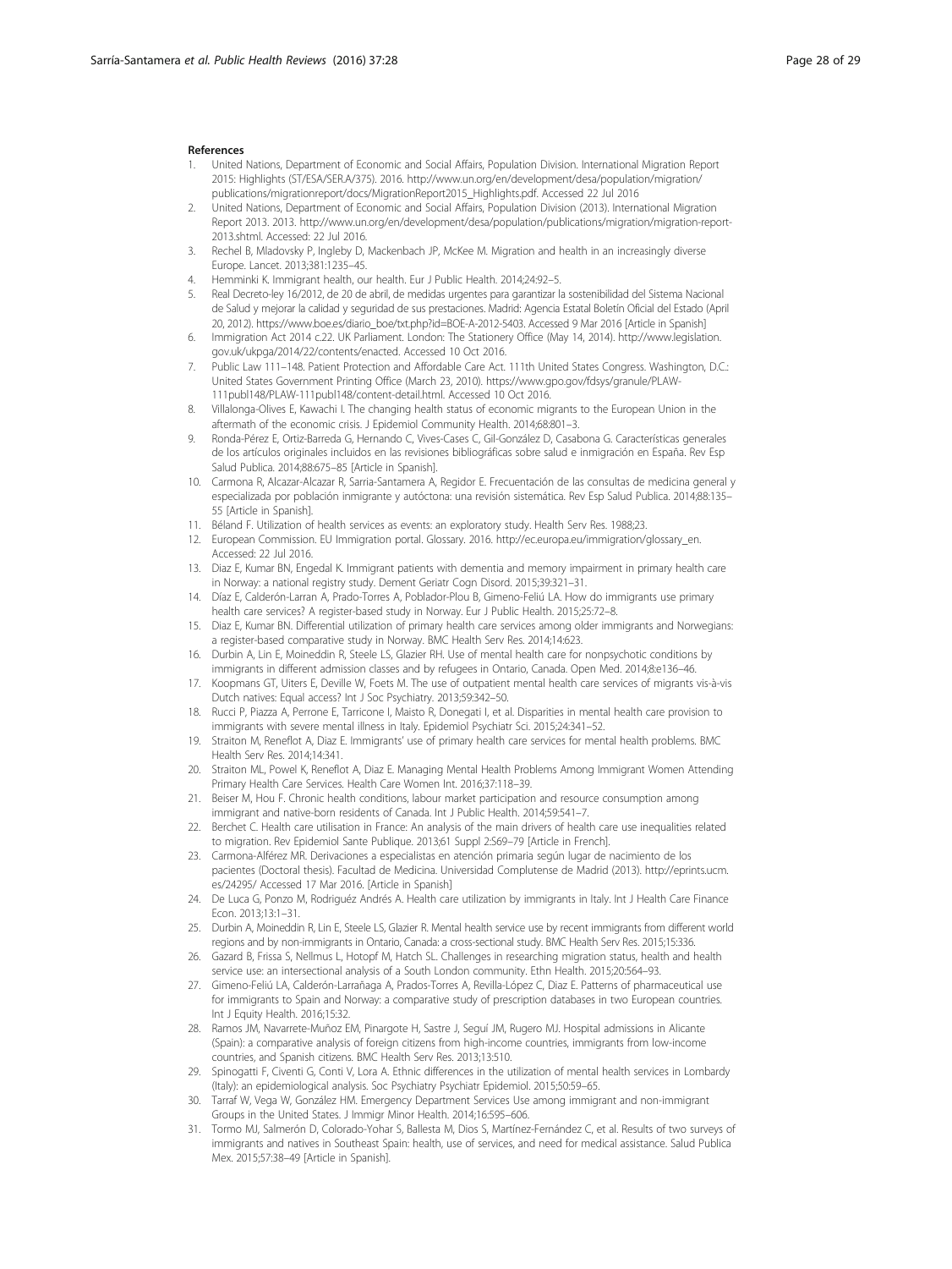## References

1. United Nations, Department of Economic and Social Affairs, Population Division. International Migration Report 2015: Highlights (ST/ESA/SER.A/375). 2016. http://www.un.org/en/development/desa/population/migration/publications/migrationreport/docs/MigrationReport2015_Highlights.pdf. Accessed 22 Jul 2016
2. United Nations, Department of Economic and Social Affairs, Population Division (2013). International Migration Report 2013. 2013. http://www.un.org/en/development/desa/population/publications/migration/migration-report-2013.shtml. Accessed: 22 Jul 2016.
3. Rechel B, Mladovsky P, Ingleby D, Mackenbach JP, McKee M. Migration and health in an increasingly diverse Europe. Lancet. 2013;381:1235–45.
4. Hemminki K. Immigrant health, our health. Eur J Public Health. 2014;24:92–5.
5. Real Decreto-ley 16/2012, de 20 de abril, de medidas urgentes para garantizar la sostenibilidad del Sistema Nacional de Salud y mejorar la calidad y seguridad de sus prestaciones. Madrid: Agencia Estatal Boletín Oficial del Estado (April 20, 2012). https://www.boe.es/diario_boe/txt.php?id=BOE-A-2012-5403. Accessed 9 Mar 2016 [Article in Spanish]
6. Immigration Act 2014 c.22. UK Parliament. London: The Stationery Office (May 14, 2014). http://www.legislation.gov.uk/ukpga/2014/22/contents/enacted. Accessed 10 Oct 2016.
7. Public Law 111–148. Patient Protection and Affordable Care Act. 111th United States Congress. Washington, D.C.: United States Government Printing Office (March 23, 2010). https://www.gpo.gov/fdsys/granule/PLAW-111publ148/PLAW-111publ148/content-detail.html. Accessed 10 Oct 2016.
8. Villalonga-Olives E, Kawachi I. The changing health status of economic migrants to the European Union in the aftermath of the economic crisis. J Epidemiol Community Health. 2014;68:801–3.
9. Ronda-Pérez E, Ortiz-Barreda G, Hernando C, Vives-Cases C, Gil-González D, Casabona G. Características generales de los artículos originales incluidos en las revisiones bibliográficas sobre salud e inmigración en España. Rev Esp Salud Publica. 2014;88:675–85 [Article in Spanish].
10. Carmona R, Alcazar-Alcazar R, Sarria-Santamera A, Regidor E. Frecuentación de las consultas de medicina general y especializada por población inmigrante y autóctona: una revisión sistemática. Rev Esp Salud Publica. 2014;88:135–55 [Article in Spanish].
11. Béland F. Utilization of health services as events: an exploratory study. Health Serv Res. 1988;23.
12. European Commission. EU Immigration portal. Glossary. 2016. http://ec.europa.eu/immigration/glossary_en. Accessed: 22 Jul 2016.
13. Diaz E, Kumar BN, Engedal K. Immigrant patients with dementia and memory impairment in primary health care in Norway: a national registry study. Dement Geriatr Cogn Disord. 2015;39:321–31.
14. Díaz E, Calderón-Larran A, Prado-Torres A, Poblador-Plou B, Gimeno-Feliú LA. How do immigrants use primary health care services? A register-based study in Norway. Eur J Public Health. 2015;25:72–8.
15. Diaz E, Kumar BN. Differential utilization of primary health care services among older immigrants and Norwegians: a register-based comparative study in Norway. BMC Health Serv Res. 2014;14:623.
16. Durbin A, Lin E, Moineddin R, Steele LS, Glazier RH. Use of mental health care for nonpsychotic conditions by immigrants in different admission classes and by refugees in Ontario, Canada. Open Med. 2014;8:e136–46.
17. Koopmans GT, Uiters E, Deville W, Foets M. The use of outpatient mental health care services of migrants vis-à-vis Dutch natives: Equal access? Int J Soc Psychiatry. 2013;59:342–50.
18. Rucci P, Piazza A, Perrone E, Tarricone I, Maisto R, Donegati I, et al. Disparities in mental health care provision to immigrants with severe mental illness in Italy. Epidemiol Psychiatr Sci. 2015;24:341–52.
19. Straiton M, Reneflot A, Diaz E. Immigrants' use of primary health care services for mental health problems. BMC Health Serv Res. 2014;14:341.
20. Straiton ML, Powel K, Reneflot A, Diaz E. Managing Mental Health Problems Among Immigrant Women Attending Primary Health Care Services. Health Care Women Int. 2016;37:118–39.
21. Beiser M, Hou F. Chronic health conditions, labour market participation and resource consumption among immigrant and native-born residents of Canada. Int J Public Health. 2014;59:541–7.
22. Berchet C. Health care utilisation in France: An analysis of the main drivers of health care use inequalities related to migration. Rev Epidemiol Sante Publique. 2013;61 Suppl 2:S69–79 [Article in French].
23. Carmona-Alférez MR. Derivaciones a especialistas en atención primaria según lugar de nacimiento de los pacientes (Doctoral thesis). Facultad de Medicina. Universidad Complutense de Madrid (2013). http://eprints.ucm.es/24295/ Accessed 17 Mar 2016. [Article in Spanish]
24. De Luca G, Ponzo M, Rodriguéz Andrés A. Health care utilization by immigrants in Italy. Int J Health Care Finance Econ. 2013;13:1–31.
25. Durbin A, Moineddin R, Lin E, Steele LS, Glazier R. Mental health service use by recent immigrants from different world regions and by non-immigrants in Ontario, Canada: a cross-sectional study. BMC Health Serv Res. 2015;15:336.
26. Gazard B, Frissa S, Nellmus L, Hotopf M, Hatch SL. Challenges in researching migration status, health and health service use: an intersectional analysis of a South London community. Ethn Health. 2015;20:564–93.
27. Gimeno-Feliú LA, Calderón-Larrañaga A, Prados-Torres A, Revilla-López C, Diaz E. Patterns of pharmaceutical use for immigrants to Spain and Norway: a comparative study of prescription databases in two European countries. Int J Equity Health. 2016;15:32.
28. Ramos JM, Navarrete-Muñoz EM, Pinargote H, Sastre J, Seguí JM, Rugero MJ. Hospital admissions in Alicante (Spain): a comparative analysis of foreign citizens from high-income countries, immigrants from low-income countries, and Spanish citizens. BMC Health Serv Res. 2013;13:510.
29. Spinogatti F, Civenti G, Conti V, Lora A. Ethnic differences in the utilization of mental health services in Lombardy (Italy): an epidemiological analysis. Soc Psychiatry Psychiatr Epidemiol. 2015;50:59–65.
30. Tarraf W, Vega W, González HM. Emergency Department Services Use among immigrant and non-immigrant Groups in the United States. J Immigr Minor Health. 2014;16:595–606.
31. Tormo MJ, Salmerón D, Colorado-Yohar S, Ballesta M, Dios S, Martínez-Fernández C, et al. Results of two surveys of immigrants and natives in Southeast Spain: health, use of services, and need for medical assistance. Salud Publica Mex. 2015;57:38–49 [Article in Spanish].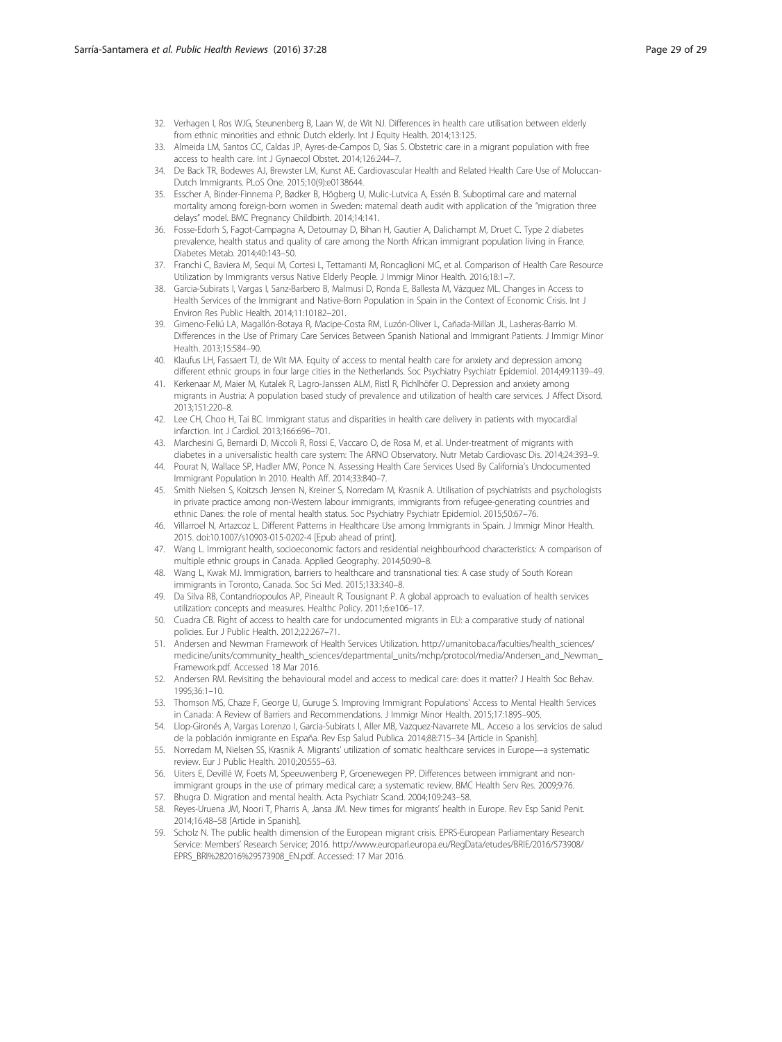32. Verhagen I, Ros WJG, Steunenberg B, Laan W, de Wit NJ. Differences in health care utilisation between elderly from ethnic minorities and ethnic Dutch elderly. Int J Equity Health. 2014;13:125.
33. Almeida LM, Santos CC, Caldas JP, Ayres-de-Campos D, Sias S. Obstetric care in a migrant population with free access to health care. Int J Gynaecol Obstet. 2014;126:244–7.
34. De Back TR, Bodewes AJ, Brewster LM, Kunst AE. Cardiovascular Health and Related Health Care Use of Moluccan-Dutch Immigrants. PLoS One. 2015;10(9):e0138644.
35. Esscher A, Binder-Finnema P, Bødker B, Högberg U, Mulic-Lutvica A, Essén B. Suboptimal care and maternal mortality among foreign-born women in Sweden: maternal death audit with application of the "migration three delays" model. BMC Pregnancy Childbirth. 2014;14:141.
36. Fosse-Edorh S, Fagot-Campagna A, Detournay D, Bihan H, Gautier A, Dalichampt M, Druet C. Type 2 diabetes prevalence, health status and quality of care among the North African immigrant population living in France. Diabetes Metab. 2014;40:143–50.
37. Franchi C, Baviera M, Sequi M, Cortesi L, Tettamanti M, Roncaglioni MC, et al. Comparison of Health Care Resource Utilization by Immigrants versus Native Elderly People. J Immigr Minor Health. 2016;18:1–7.
38. Garcia-Subirats I, Vargas I, Sanz-Barbero B, Malmusi D, Ronda E, Ballesta M, Vázquez ML. Changes in Access to Health Services of the Immigrant and Native-Born Population in Spain in the Context of Economic Crisis. Int J Environ Res Public Health. 2014;11:10182–201.
39. Gimeno-Feliú LA, Magallón-Botaya R, Macipe-Costa RM, Luzón-Oliver L, Cañada-Millan JL, Lasheras-Barrio M. Differences in the Use of Primary Care Services Between Spanish National and Immigrant Patients. J Immigr Minor Health. 2013;15:584–90.
40. Klaufus LH, Fassaert TJ, de Wit MA. Equity of access to mental health care for anxiety and depression among different ethnic groups in four large cities in the Netherlands. Soc Psychiatry Psychiatr Epidemiol. 2014;49:1139–49.
41. Kerkenaar M, Maier M, Kutalek R, Lagro-Janssen ALM, Ristl R, Pichlhöfer O. Depression and anxiety among migrants in Austria: A population based study of prevalence and utilization of health care services. J Affect Disord. 2013;151:220–8.
42. Lee CH, Choo H, Tai BC. Immigrant status and disparities in health care delivery in patients with myocardial infarction. Int J Cardiol. 2013;166:696–701.
43. Marchesini G, Bernardi D, Miccoli R, Rossi E, Vaccaro O, de Rosa M, et al. Under-treatment of migrants with diabetes in a universalistic health care system: The ARNO Observatory. Nutr Metab Cardiovasc Dis. 2014;24:393–9.
44. Pourat N, Wallace SP, Hadler MW, Ponce N. Assessing Health Care Services Used By California's Undocumented Immigrant Population In 2010. Health Aff. 2014;33:840–7.
45. Smith Nielsen S, Koitzsch Jensen N, Kreiner S, Norredam M, Krasnik A. Utilisation of psychiatrists and psychologists in private practice among non-Western labour immigrants, immigrants from refugee-generating countries and ethnic Danes: the role of mental health status. Soc Psychiatry Psychiatr Epidemiol. 2015;50:67–76.
46. Villarroel N, Artazcoz L. Different Patterns in Healthcare Use among Immigrants in Spain. J Immigr Minor Health. 2015. doi:10.1007/s10903-015-0202-4 [Epub ahead of print].
47. Wang L. Immigrant health, socioeconomic factors and residential neighbourhood characteristics: A comparison of multiple ethnic groups in Canada. Applied Geography. 2014;50:90–8.
48. Wang L, Kwak MJ. Immigration, barriers to healthcare and transnational ties: A case study of South Korean immigrants in Toronto, Canada. Soc Sci Med. 2015;133:340–8.
49. Da Silva RB, Contandriopoulos AP, Pineault R, Tousignant P. A global approach to evaluation of health services utilization: concepts and measures. Healthc Policy. 2011;6:e106–17.
50. Cuadra CB. Right of access to health care for undocumented migrants in EU: a comparative study of national policies. Eur J Public Health. 2012;22:267–71.
51. Andersen and Newman Framework of Health Services Utilization. http://umanitoba.ca/faculties/health_sciences/medicine/units/community_health_sciences/departmental_units/mchp/protocol/media/Andersen_and_Newman_Framework.pdf. Accessed 18 Mar 2016.
52. Andersen RM. Revisiting the behavioural model and access to medical care: does it matter? J Health Soc Behav. 1995;36:1–10.
53. Thomson MS, Chaze F, George U, Guruge S. Improving Immigrant Populations' Access to Mental Health Services in Canada: A Review of Barriers and Recommendations. J Immigr Minor Health. 2015;17:1895–905.
54. Llop-Gironés A, Vargas Lorenzo I, Garcia-Subirats I, Aller MB, Vazquez-Navarrete ML. Acceso a los servicios de salud de la población inmigrante en España. Rev Esp Salud Publica. 2014;88:715–34 [Article in Spanish].
55. Norredam M, Nielsen SS, Krasnik A. Migrants' utilization of somatic healthcare services in Europe—a systematic review. Eur J Public Health. 2010;20:555–63.
56. Uiters E, Devillé W, Foets M, Speeuwenberg P, Groenewegen PP. Differences between immigrant and non-immigrant groups in the use of primary medical care; a systematic review. BMC Health Serv Res. 2009;9:76.
57. Bhugra D. Migration and mental health. Acta Psychiatr Scand. 2004;109:243–58.
58. Reyes-Uruena JM, Noori T, Pharris A, Jansa JM. New times for migrants' health in Europe. Rev Esp Sanid Penit. 2014;16:48–58 [Article in Spanish].
59. Scholz N. The public health dimension of the European migrant crisis. EPRS-European Parliamentary Research Service: Members' Research Service; 2016. http://www.europarl.europa.eu/RegData/etudes/BRIE/2016/573908/EPRS_BRI%282016%29573908_EN.pdf. Accessed: 17 Mar 2016.